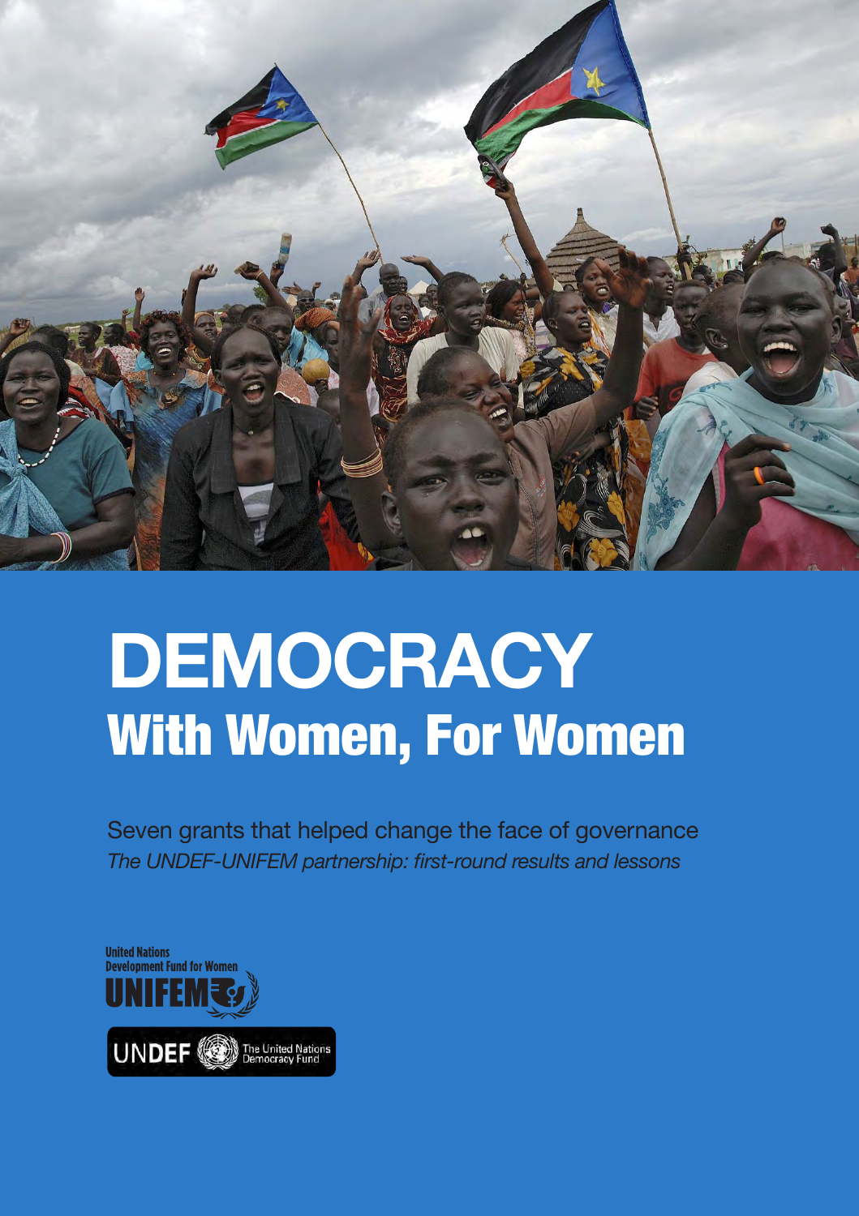# DEMOCRACY
## With Women, For Women

Seven grants that helped change the face of governance

*The UNDEF-UNIFEM partnership: first-round results and lessons*

United Nations Development Fund for Women
UNIFEM

UNDEF The United Nations Democracy Fund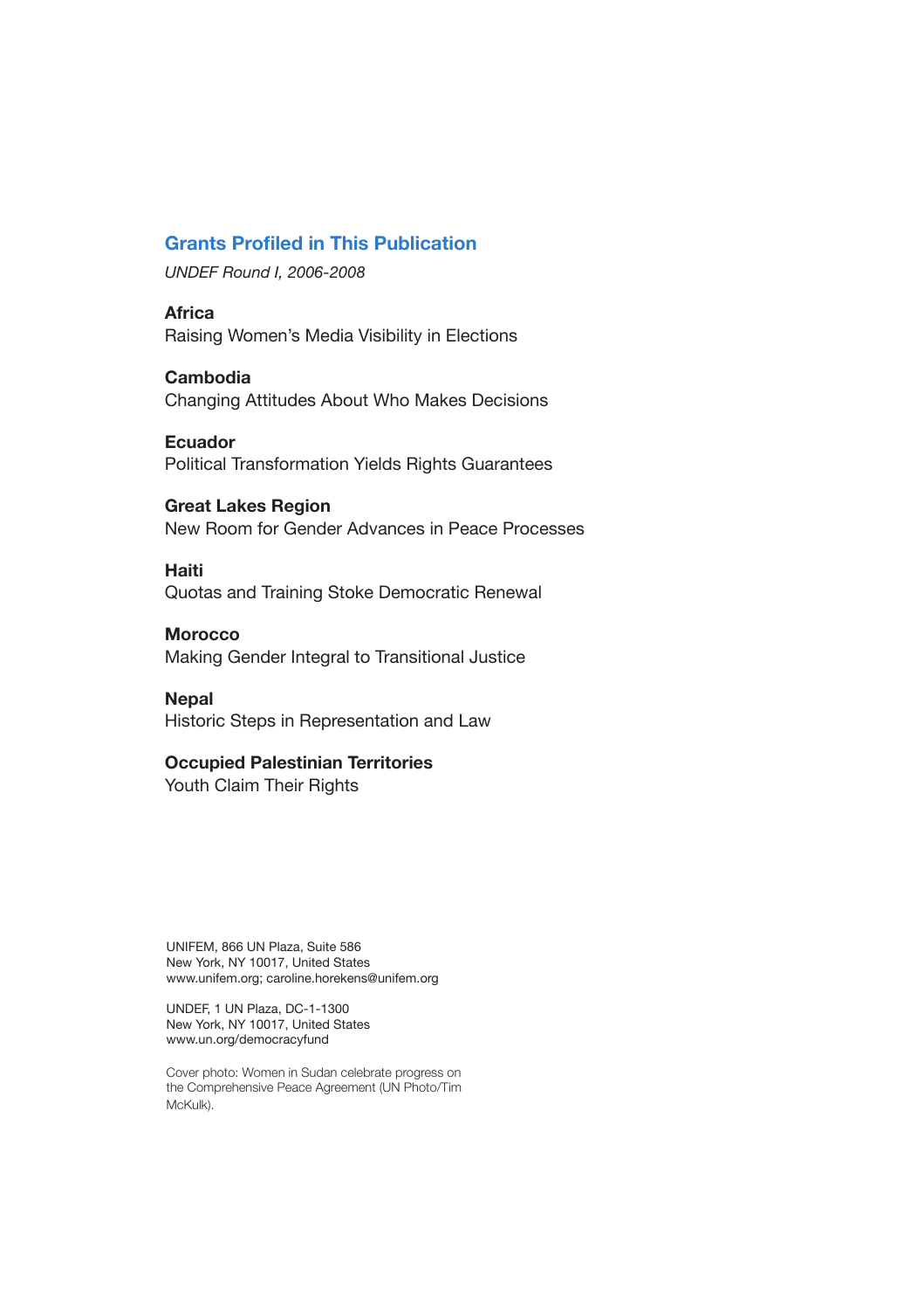## Grants Profiled in This Publication

*UNDEF Round I, 2006-2008*

**Africa**
Raising Women's Media Visibility in Elections

**Cambodia**
Changing Attitudes About Who Makes Decisions

**Ecuador**
Political Transformation Yields Rights Guarantees

**Great Lakes Region**
New Room for Gender Advances in Peace Processes

**Haiti**
Quotas and Training Stoke Democratic Renewal

**Morocco**
Making Gender Integral to Transitional Justice

**Nepal**
Historic Steps in Representation and Law

**Occupied Palestinian Territories**
Youth Claim Their Rights

UNIFEM, 866 UN Plaza, Suite 586
New York, NY 10017, United States
www.unifem.org; caroline.horekens@unifem.org

UNDEF, 1 UN Plaza, DC-1-1300
New York, NY 10017, United States
www.un.org/democracyfund

Cover photo: Women in Sudan celebrate progress on the Comprehensive Peace Agreement (UN Photo/Tim McKulk).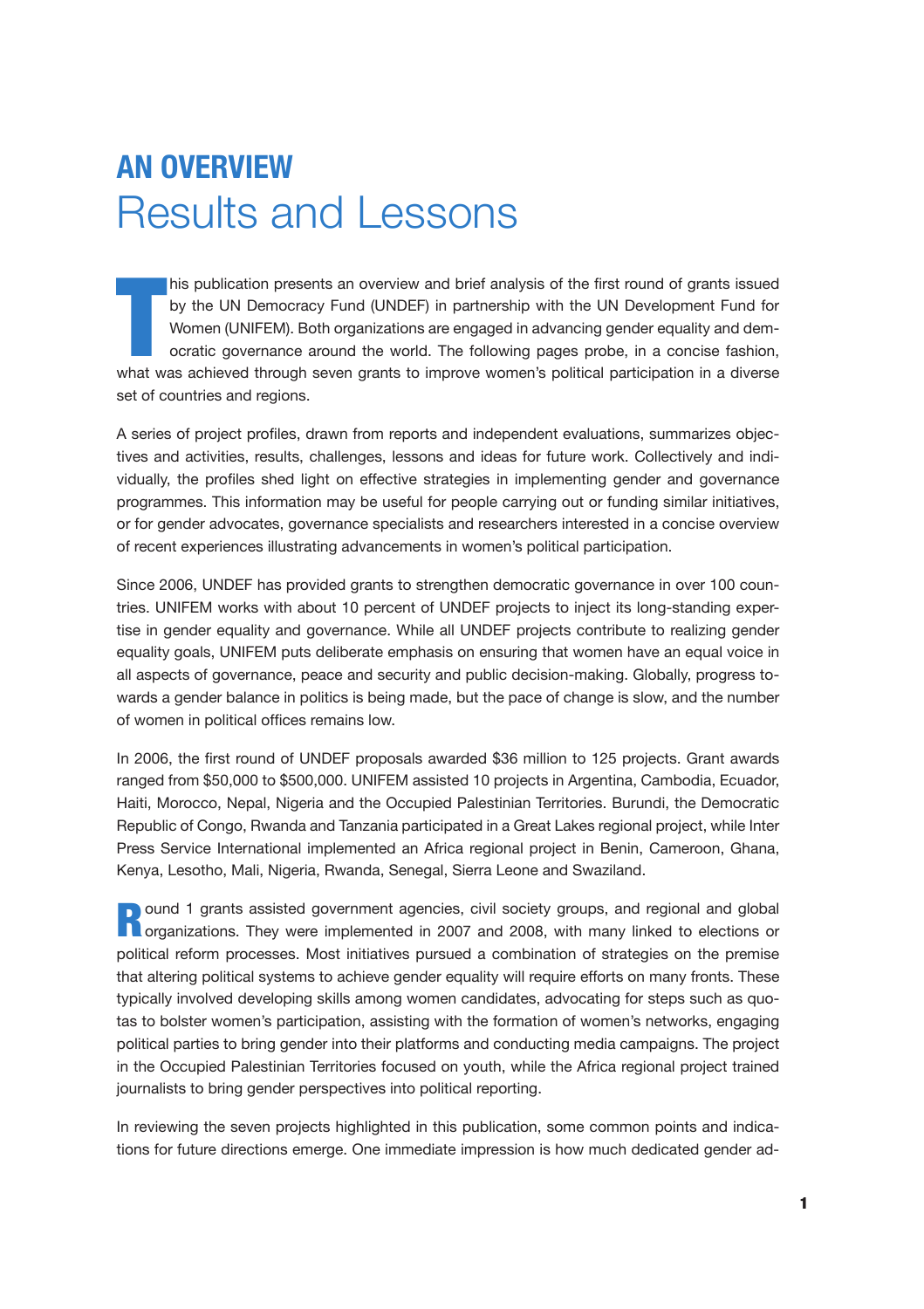# AN OVERVIEW
## Results and Lessons

This publication presents an overview and brief analysis of the first round of grants issued by the UN Democracy Fund (UNDEF) in partnership with the UN Development Fund for Women (UNIFEM). Both organizations are engaged in advancing gender equality and democratic governance around the world. The following pages probe, in a concise fashion, what was achieved through seven grants to improve women's political participation in a diverse set of countries and regions.

A series of project profiles, drawn from reports and independent evaluations, summarizes objectives and activities, results, challenges, lessons and ideas for future work. Collectively and individually, the profiles shed light on effective strategies in implementing gender and governance programmes. This information may be useful for people carrying out or funding similar initiatives, or for gender advocates, governance specialists and researchers interested in a concise overview of recent experiences illustrating advancements in women's political participation.

Since 2006, UNDEF has provided grants to strengthen democratic governance in over 100 countries. UNIFEM works with about 10 percent of UNDEF projects to inject its long-standing expertise in gender equality and governance. While all UNDEF projects contribute to realizing gender equality goals, UNIFEM puts deliberate emphasis on ensuring that women have an equal voice in all aspects of governance, peace and security and public decision-making. Globally, progress towards a gender balance in politics is being made, but the pace of change is slow, and the number of women in political offices remains low.

In 2006, the first round of UNDEF proposals awarded $36 million to 125 projects. Grant awards ranged from $50,000 to $500,000. UNIFEM assisted 10 projects in Argentina, Cambodia, Ecuador, Haiti, Morocco, Nepal, Nigeria and the Occupied Palestinian Territories. Burundi, the Democratic Republic of Congo, Rwanda and Tanzania participated in a Great Lakes regional project, while Inter Press Service International implemented an Africa regional project in Benin, Cameroon, Ghana, Kenya, Lesotho, Mali, Nigeria, Rwanda, Senegal, Sierra Leone and Swaziland.

Round 1 grants assisted government agencies, civil society groups, and regional and global organizations. They were implemented in 2007 and 2008, with many linked to elections or political reform processes. Most initiatives pursued a combination of strategies on the premise that altering political systems to achieve gender equality will require efforts on many fronts. These typically involved developing skills among women candidates, advocating for steps such as quotas to bolster women's participation, assisting with the formation of women's networks, engaging political parties to bring gender into their platforms and conducting media campaigns. The project in the Occupied Palestinian Territories focused on youth, while the Africa regional project trained journalists to bring gender perspectives into political reporting.

In reviewing the seven projects highlighted in this publication, some common points and indications for future directions emerge. One immediate impression is how much dedicated gender ad-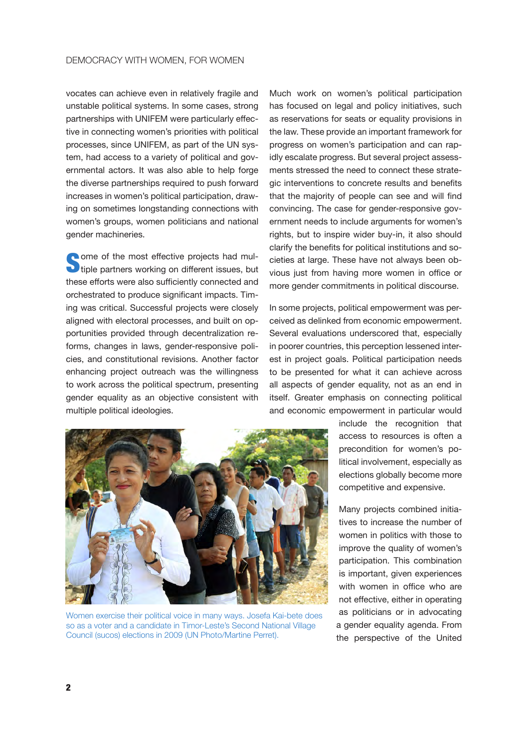vocates can achieve even in relatively fragile and unstable political systems. In some cases, strong partnerships with UNIFEM were particularly effective in connecting women's priorities with political processes, since UNIFEM, as part of the UN system, had access to a variety of political and governmental actors. It was also able to help forge the diverse partnerships required to push forward increases in women's political participation, drawing on sometimes longstanding connections with women's groups, women politicians and national gender machineries.

Some of the most effective projects had multiple partners working on different issues, but these efforts were also sufficiently connected and orchestrated to produce significant impacts. Timing was critical. Successful projects were closely aligned with electoral processes, and built on opportunities provided through decentralization reforms, changes in laws, gender-responsive policies, and constitutional revisions. Another factor enhancing project outreach was the willingness to work across the political spectrum, presenting gender equality as an objective consistent with multiple political ideologies.

Women exercise their political voice in many ways. Josefa Kai-bete does so as a voter and a candidate in Timor-Leste's Second National Village Council (sucos) elections in 2009 (UN Photo/Martine Perret).

Much work on women's political participation has focused on legal and policy initiatives, such as reservations for seats or equality provisions in the law. These provide an important framework for progress on women's participation and can rapidly escalate progress. But several project assessments stressed the need to connect these strategic interventions to concrete results and benefits that the majority of people can see and will find convincing. The case for gender-responsive government needs to include arguments for women's rights, but to inspire wider buy-in, it also should clarify the benefits for political institutions and societies at large. These have not always been obvious just from having more women in office or more gender commitments in political discourse.

In some projects, political empowerment was perceived as delinked from economic empowerment. Several evaluations underscored that, especially in poorer countries, this perception lessened interest in project goals. Political participation needs to be presented for what it can achieve across all aspects of gender equality, not as an end in itself. Greater emphasis on connecting political and economic empowerment in particular would include the recognition that access to resources is often a precondition for women's political involvement, especially as elections globally become more competitive and expensive.

Many projects combined initiatives to increase the number of women in politics with those to improve the quality of women's participation. This combination is important, given experiences with women in office who are not effective, either in operating as politicians or in advocating a gender equality agenda. From the perspective of the United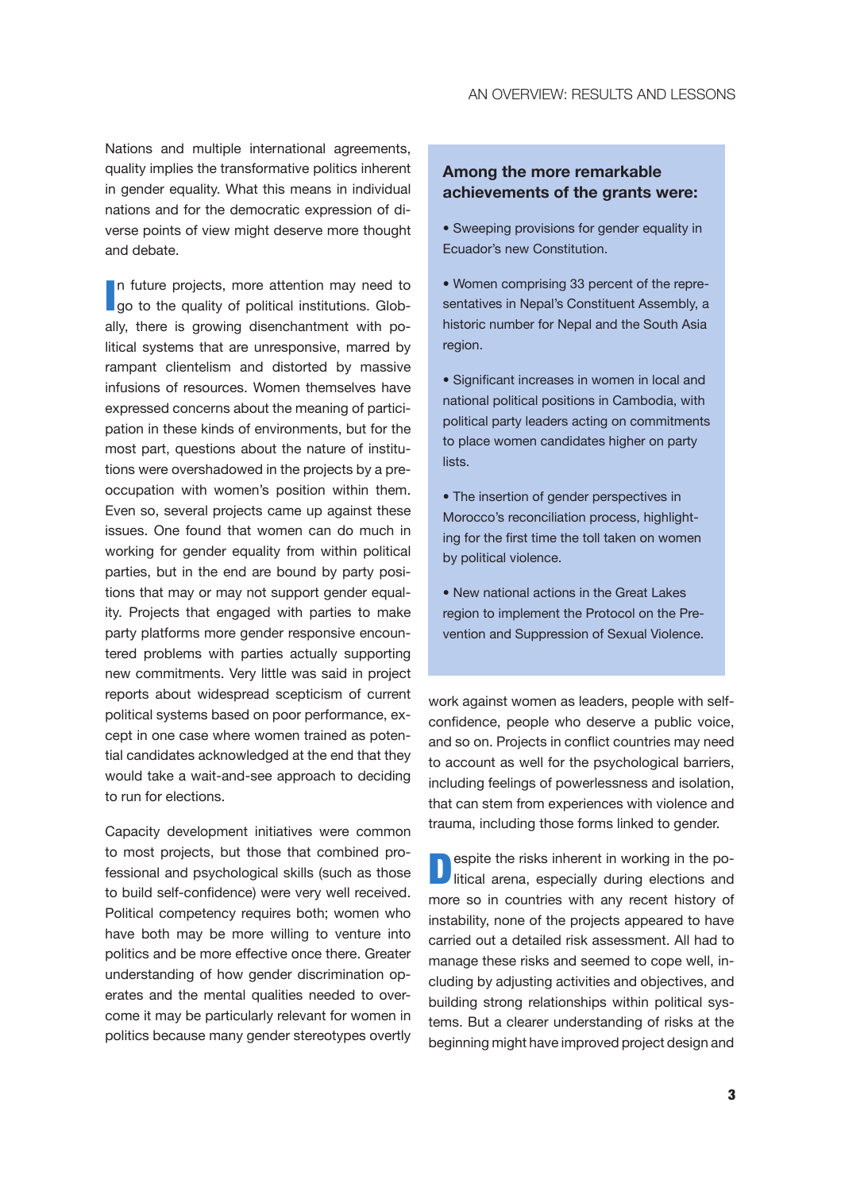Nations and multiple international agreements, quality implies the transformative politics inherent in gender equality. What this means in individual nations and for the democratic expression of diverse points of view might deserve more thought and debate.

In future projects, more attention may need to go to the quality of political institutions. Globally, there is growing disenchantment with political systems that are unresponsive, marred by rampant clientelism and distorted by massive infusions of resources. Women themselves have expressed concerns about the meaning of participation in these kinds of environments, but for the most part, questions about the nature of institutions were overshadowed in the projects by a preoccupation with women's position within them. Even so, several projects came up against these issues. One found that women can do much in working for gender equality from within political parties, but in the end are bound by party positions that may or may not support gender equality. Projects that engaged with parties to make party platforms more gender responsive encountered problems with parties actually supporting new commitments. Very little was said in project reports about widespread scepticism of current political systems based on poor performance, except in one case where women trained as potential candidates acknowledged at the end that they would take a wait-and-see approach to deciding to run for elections.

Capacity development initiatives were common to most projects, but those that combined professional and psychological skills (such as those to build self-confidence) were very well received. Political competency requires both; women who have both may be more willing to venture into politics and be more effective once there. Greater understanding of how gender discrimination operates and the mental qualities needed to overcome it may be particularly relevant for women in politics because many gender stereotypes overtly work against women as leaders, people with self-confidence, people who deserve a public voice, and so on. Projects in conflict countries may need to account as well for the psychological barriers, including feelings of powerlessness and isolation, that can stem from experiences with violence and trauma, including those forms linked to gender.

Despite the risks inherent in working in the political arena, especially during elections and more so in countries with any recent history of instability, none of the projects appeared to have carried out a detailed risk assessment. All had to manage these risks and seemed to cope well, including by adjusting activities and objectives, and building strong relationships within political systems. But a clearer understanding of risks at the beginning might have improved project design and

> **Among the more remarkable achievements of the grants were:**
>
> - Sweeping provisions for gender equality in Ecuador's new Constitution.
> - Women comprising 33 percent of the representatives in Nepal's Constituent Assembly, a historic number for Nepal and the South Asia region.
> - Significant increases in women in local and national political positions in Cambodia, with political party leaders acting on commitments to place women candidates higher on party lists.
> - The insertion of gender perspectives in Morocco's reconciliation process, highlighting for the first time the toll taken on women by political violence.
> - New national actions in the Great Lakes region to implement the Protocol on the Prevention and Suppression of Sexual Violence.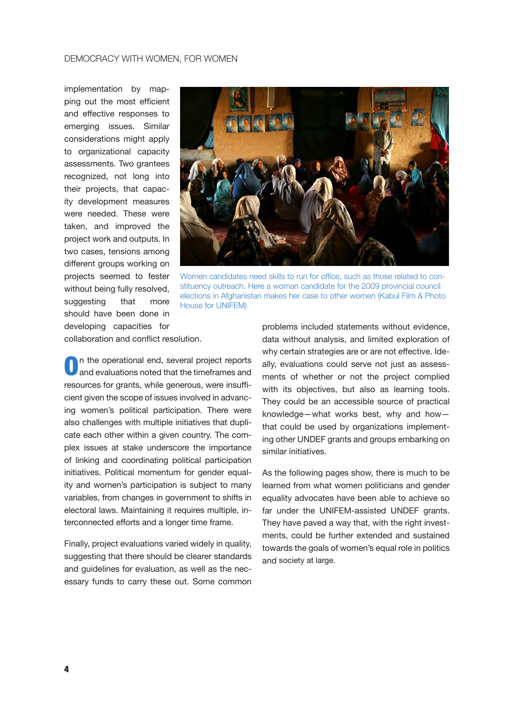implementation by mapping out the most efficient and effective responses to emerging issues. Similar considerations might apply to organizational capacity assessments. Two grantees recognized, not long into their projects, that capacity development measures were needed. These were taken, and improved the project work and outputs. In two cases, tensions among different groups working on projects seemed to fester without being fully resolved, suggesting that more should have been done in developing capacities for collaboration and conflict resolution.

Women candidates need skills to run for office, such as those related to constituency outreach. Here a woman candidate for the 2009 provincial council elections in Afghanistan makes her case to other women (Kabul Film & Photo House for UNIFEM)

On the operational end, several project reports and evaluations noted that the timeframes and resources for grants, while generous, were insufficient given the scope of issues involved in advancing women's political participation. There were also challenges with multiple initiatives that duplicate each other within a given country. The complex issues at stake underscore the importance of linking and coordinating political participation initiatives. Political momentum for gender equality and women's participation is subject to many variables, from changes in government to shifts in electoral laws. Maintaining it requires multiple, interconnected efforts and a longer time frame.

Finally, project evaluations varied widely in quality, suggesting that there should be clearer standards and guidelines for evaluation, as well as the necessary funds to carry these out. Some common problems included statements without evidence, data without analysis, and limited exploration of why certain strategies are or are not effective. Ideally, evaluations could serve not just as assessments of whether or not the project complied with its objectives, but also as learning tools. They could be an accessible source of practical knowledge—what works best, why and how—that could be used by organizations implementing other UNDEF grants and groups embarking on similar initiatives.

As the following pages show, there is much to be learned from what women politicians and gender equality advocates have been able to achieve so far under the UNIFEM-assisted UNDEF grants. They have paved a way that, with the right investments, could be further extended and sustained towards the goals of women's equal role in politics and society at large.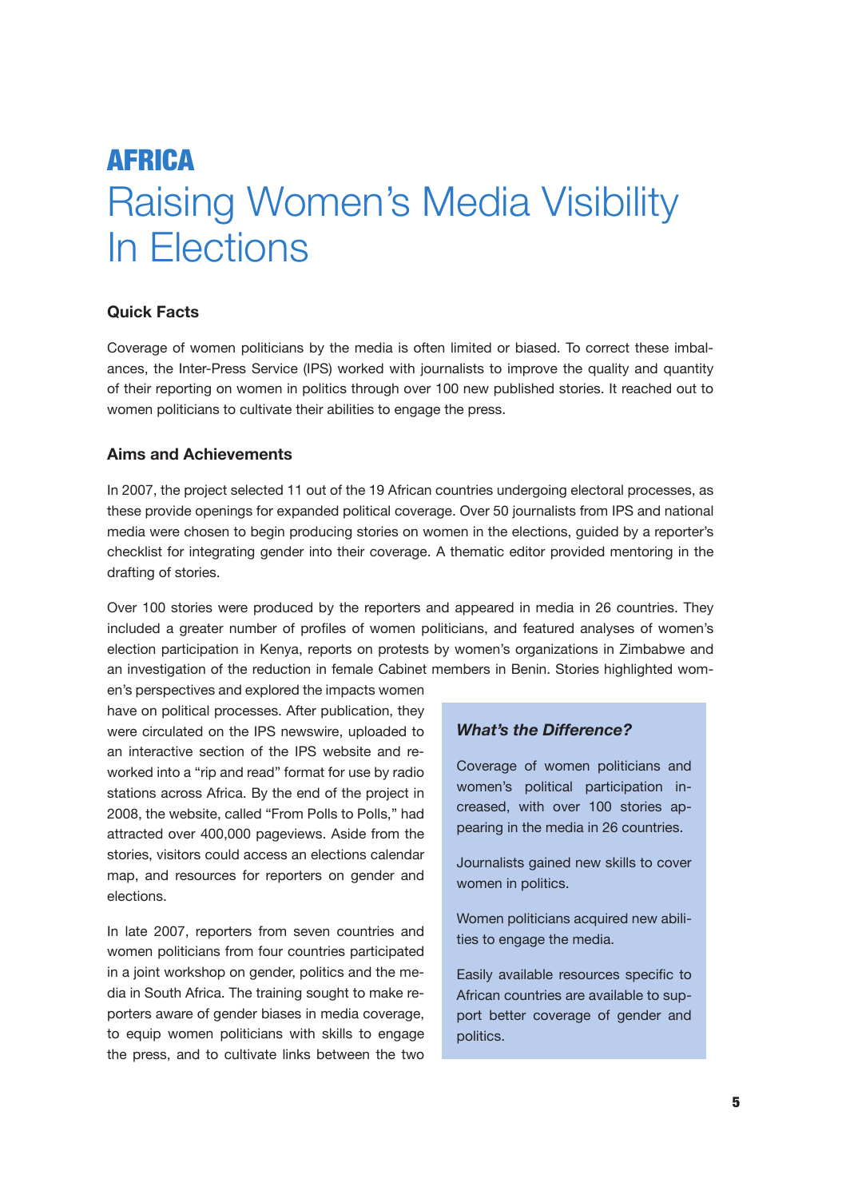# AFRICA
# Raising Women's Media Visibility In Elections

### Quick Facts

Coverage of women politicians by the media is often limited or biased. To correct these imbalances, the Inter-Press Service (IPS) worked with journalists to improve the quality and quantity of their reporting on women in politics through over 100 new published stories. It reached out to women politicians to cultivate their abilities to engage the press.

### Aims and Achievements

In 2007, the project selected 11 out of the 19 African countries undergoing electoral processes, as these provide openings for expanded political coverage. Over 50 journalists from IPS and national media were chosen to begin producing stories on women in the elections, guided by a reporter's checklist for integrating gender into their coverage. A thematic editor provided mentoring in the drafting of stories.

Over 100 stories were produced by the reporters and appeared in media in 26 countries. They included a greater number of profiles of women politicians, and featured analyses of women's election participation in Kenya, reports on protests by women's organizations in Zimbabwe and an investigation of the reduction in female Cabinet members in Benin. Stories highlighted women's perspectives and explored the impacts women have on political processes. After publication, they were circulated on the IPS newswire, uploaded to an interactive section of the IPS website and reworked into a "rip and read" format for use by radio stations across Africa. By the end of the project in 2008, the website, called "From Polls to Polls," had attracted over 400,000 pageviews. Aside from the stories, visitors could access an elections calendar map, and resources for reporters on gender and elections.

In late 2007, reporters from seven countries and women politicians from four countries participated in a joint workshop on gender, politics and the media in South Africa. The training sought to make reporters aware of gender biases in media coverage, to equip women politicians with skills to engage the press, and to cultivate links between the two

> ***What's the Difference?***
>
> Coverage of women politicians and women's political participation increased, with over 100 stories appearing in the media in 26 countries.
>
> Journalists gained new skills to cover women in politics.
>
> Women politicians acquired new abilities to engage the media.
>
> Easily available resources specific to African countries are available to support better coverage of gender and politics.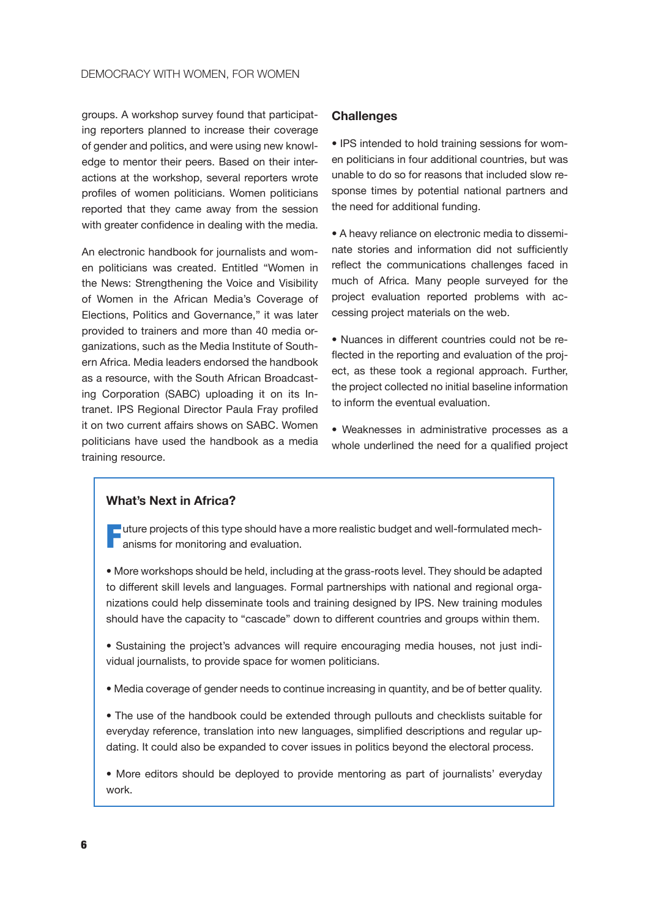groups. A workshop survey found that participating reporters planned to increase their coverage of gender and politics, and were using new knowledge to mentor their peers. Based on their interactions at the workshop, several reporters wrote profiles of women politicians. Women politicians reported that they came away from the session with greater confidence in dealing with the media.

An electronic handbook for journalists and women politicians was created. Entitled "Women in the News: Strengthening the Voice and Visibility of Women in the African Media's Coverage of Elections, Politics and Governance," it was later provided to trainers and more than 40 media organizations, such as the Media Institute of Southern Africa. Media leaders endorsed the handbook as a resource, with the South African Broadcasting Corporation (SABC) uploading it on its Intranet. IPS Regional Director Paula Fray profiled it on two current affairs shows on SABC. Women politicians have used the handbook as a media training resource.

### Challenges

- IPS intended to hold training sessions for women politicians in four additional countries, but was unable to do so for reasons that included slow response times by potential national partners and the need for additional funding.

- A heavy reliance on electronic media to disseminate stories and information did not sufficiently reflect the communications challenges faced in much of Africa. Many people surveyed for the project evaluation reported problems with accessing project materials on the web.

- Nuances in different countries could not be reflected in the reporting and evaluation of the project, as these took a regional approach. Further, the project collected no initial baseline information to inform the eventual evaluation.

- Weaknesses in administrative processes as a whole underlined the need for a qualified project

### What's Next in Africa?

Future projects of this type should have a more realistic budget and well-formulated mechanisms for monitoring and evaluation.

- More workshops should be held, including at the grass-roots level. They should be adapted to different skill levels and languages. Formal partnerships with national and regional organizations could help disseminate tools and training designed by IPS. New training modules should have the capacity to "cascade" down to different countries and groups within them.

- Sustaining the project's advances will require encouraging media houses, not just individual journalists, to provide space for women politicians.

- Media coverage of gender needs to continue increasing in quantity, and be of better quality.

- The use of the handbook could be extended through pullouts and checklists suitable for everyday reference, translation into new languages, simplified descriptions and regular updating. It could also be expanded to cover issues in politics beyond the electoral process.

- More editors should be deployed to provide mentoring as part of journalists' everyday work.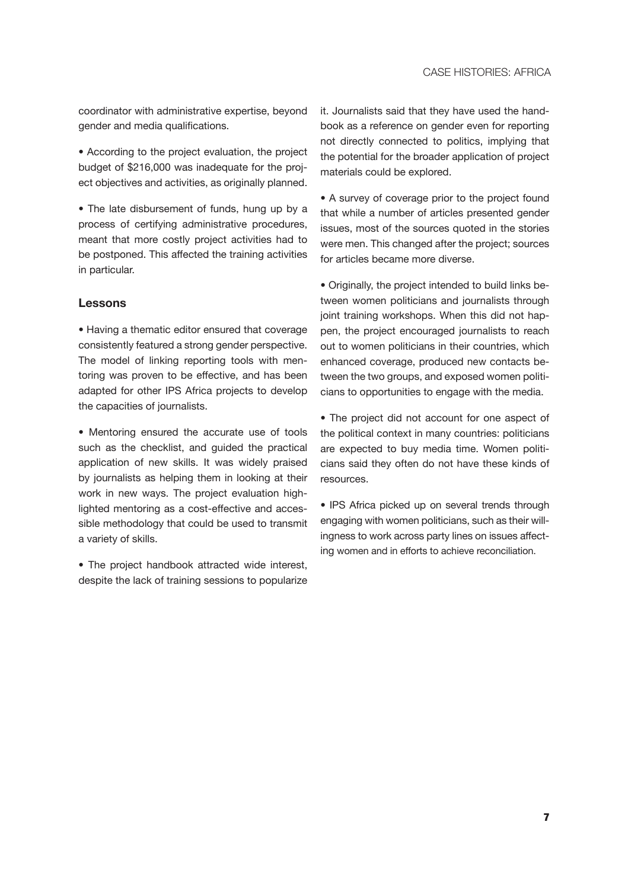coordinator with administrative expertise, beyond gender and media qualifications.

- According to the project evaluation, the project budget of $216,000 was inadequate for the project objectives and activities, as originally planned.

- The late disbursement of funds, hung up by a process of certifying administrative procedures, meant that more costly project activities had to be postponed. This affected the training activities in particular.

### Lessons

- Having a thematic editor ensured that coverage consistently featured a strong gender perspective. The model of linking reporting tools with mentoring was proven to be effective, and has been adapted for other IPS Africa projects to develop the capacities of journalists.

- Mentoring ensured the accurate use of tools such as the checklist, and guided the practical application of new skills. It was widely praised by journalists as helping them in looking at their work in new ways. The project evaluation highlighted mentoring as a cost-effective and accessible methodology that could be used to transmit a variety of skills.

- The project handbook attracted wide interest, despite the lack of training sessions to popularize it. Journalists said that they have used the handbook as a reference on gender even for reporting not directly connected to politics, implying that the potential for the broader application of project materials could be explored.

- A survey of coverage prior to the project found that while a number of articles presented gender issues, most of the sources quoted in the stories were men. This changed after the project; sources for articles became more diverse.

- Originally, the project intended to build links between women politicians and journalists through joint training workshops. When this did not happen, the project encouraged journalists to reach out to women politicians in their countries, which enhanced coverage, produced new contacts between the two groups, and exposed women politicians to opportunities to engage with the media.

- The project did not account for one aspect of the political context in many countries: politicians are expected to buy media time. Women politicians said they often do not have these kinds of resources.

- IPS Africa picked up on several trends through engaging with women politicians, such as their willingness to work across party lines on issues affecting women and in efforts to achieve reconciliation.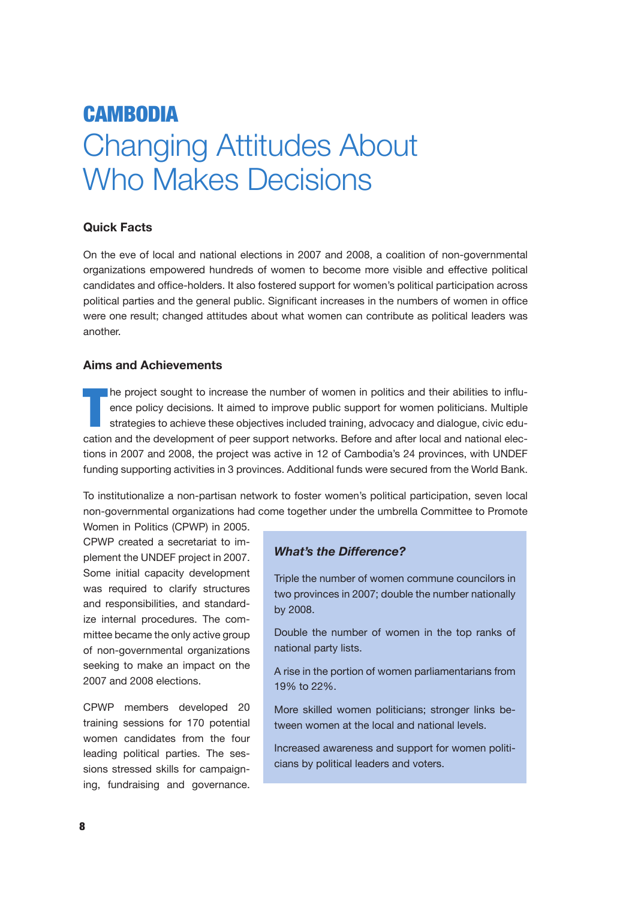# CAMBODIA

# Changing Attitudes About Who Makes Decisions

## Quick Facts

On the eve of local and national elections in 2007 and 2008, a coalition of non-governmental organizations empowered hundreds of women to become more visible and effective political candidates and office-holders. It also fostered support for women's political participation across political parties and the general public. Significant increases in the numbers of women in office were one result; changed attitudes about what women can contribute as political leaders was another.

## Aims and Achievements

The project sought to increase the number of women in politics and their abilities to influence policy decisions. It aimed to improve public support for women politicians. Multiple strategies to achieve these objectives included training, advocacy and dialogue, civic education and the development of peer support networks. Before and after local and national elections in 2007 and 2008, the project was active in 12 of Cambodia's 24 provinces, with UNDEF funding supporting activities in 3 provinces. Additional funds were secured from the World Bank.

To institutionalize a non-partisan network to foster women's political participation, seven local non-governmental organizations had come together under the umbrella Committee to Promote Women in Politics (CPWP) in 2005. CPWP created a secretariat to implement the UNDEF project in 2007. Some initial capacity development was required to clarify structures and responsibilities, and standardize internal procedures. The committee became the only active group of non-governmental organizations seeking to make an impact on the 2007 and 2008 elections.

CPWP members developed 20 training sessions for 170 potential women candidates from the four leading political parties. The sessions stressed skills for campaigning, fundraising and governance.

### *What's the Difference?*

Triple the number of women commune councilors in two provinces in 2007; double the number nationally by 2008.

Double the number of women in the top ranks of national party lists.

A rise in the portion of women parliamentarians from 19% to 22%.

More skilled women politicians; stronger links between women at the local and national levels.

Increased awareness and support for women politicians by political leaders and voters.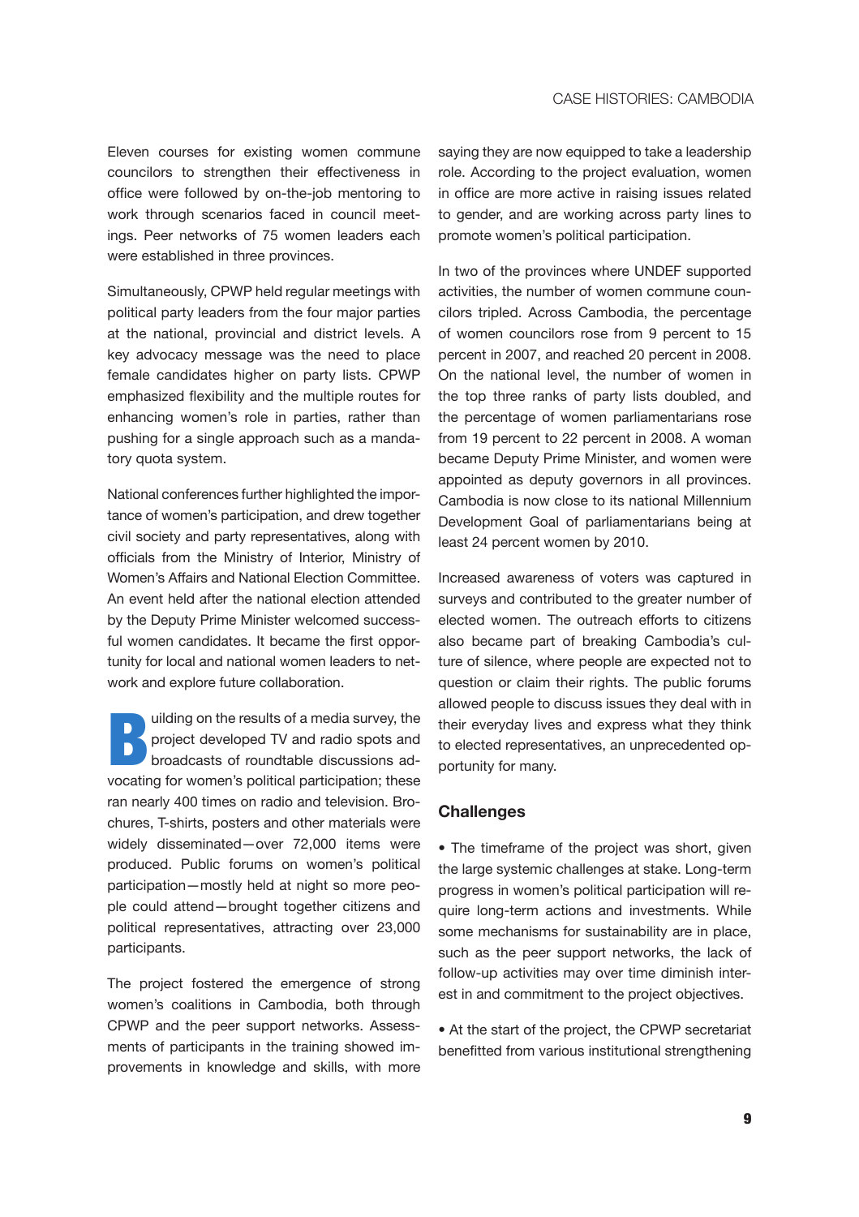Eleven courses for existing women commune councilors to strengthen their effectiveness in office were followed by on-the-job mentoring to work through scenarios faced in council meetings. Peer networks of 75 women leaders each were established in three provinces.

Simultaneously, CPWP held regular meetings with political party leaders from the four major parties at the national, provincial and district levels. A key advocacy message was the need to place female candidates higher on party lists. CPWP emphasized flexibility and the multiple routes for enhancing women's role in parties, rather than pushing for a single approach such as a mandatory quota system.

National conferences further highlighted the importance of women's participation, and drew together civil society and party representatives, along with officials from the Ministry of Interior, Ministry of Women's Affairs and National Election Committee. An event held after the national election attended by the Deputy Prime Minister welcomed successful women candidates. It became the first opportunity for local and national women leaders to network and explore future collaboration.

Building on the results of a media survey, the project developed TV and radio spots and broadcasts of roundtable discussions advocating for women's political participation; these ran nearly 400 times on radio and television. Brochures, T-shirts, posters and other materials were widely disseminated—over 72,000 items were produced. Public forums on women's political participation—mostly held at night so more people could attend—brought together citizens and political representatives, attracting over 23,000 participants.

The project fostered the emergence of strong women's coalitions in Cambodia, both through CPWP and the peer support networks. Assessments of participants in the training showed improvements in knowledge and skills, with more saying they are now equipped to take a leadership role. According to the project evaluation, women in office are more active in raising issues related to gender, and are working across party lines to promote women's political participation.

In two of the provinces where UNDEF supported activities, the number of women commune councilors tripled. Across Cambodia, the percentage of women councilors rose from 9 percent to 15 percent in 2007, and reached 20 percent in 2008. On the national level, the number of women in the top three ranks of party lists doubled, and the percentage of women parliamentarians rose from 19 percent to 22 percent in 2008. A woman became Deputy Prime Minister, and women were appointed as deputy governors in all provinces. Cambodia is now close to its national Millennium Development Goal of parliamentarians being at least 24 percent women by 2010.

Increased awareness of voters was captured in surveys and contributed to the greater number of elected women. The outreach efforts to citizens also became part of breaking Cambodia's culture of silence, where people are expected not to question or claim their rights. The public forums allowed people to discuss issues they deal with in their everyday lives and express what they think to elected representatives, an unprecedented opportunity for many.

## Challenges

- The timeframe of the project was short, given the large systemic challenges at stake. Long-term progress in women's political participation will require long-term actions and investments. While some mechanisms for sustainability are in place, such as the peer support networks, the lack of follow-up activities may over time diminish interest in and commitment to the project objectives.

- At the start of the project, the CPWP secretariat benefitted from various institutional strengthening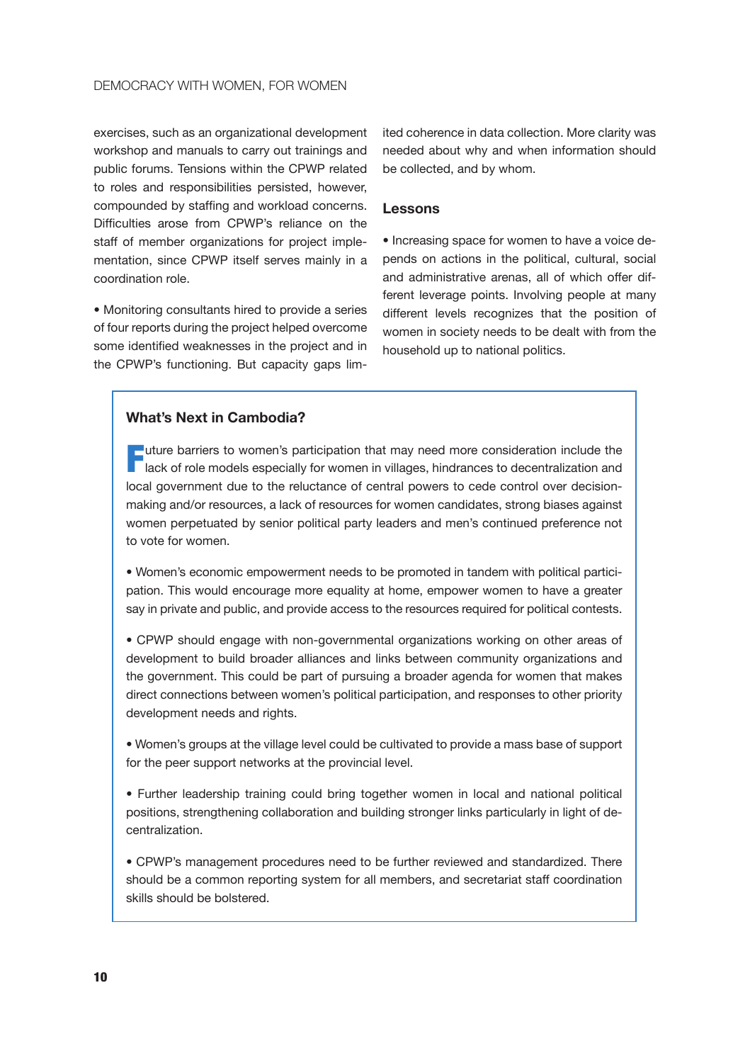exercises, such as an organizational development workshop and manuals to carry out trainings and public forums. Tensions within the CPWP related to roles and responsibilities persisted, however, compounded by staffing and workload concerns. Difficulties arose from CPWP's reliance on the staff of member organizations for project implementation, since CPWP itself serves mainly in a coordination role.

• Monitoring consultants hired to provide a series of four reports during the project helped overcome some identified weaknesses in the project and in the CPWP's functioning. But capacity gaps limited coherence in data collection. More clarity was needed about why and when information should be collected, and by whom.

### Lessons

• Increasing space for women to have a voice depends on actions in the political, cultural, social and administrative arenas, all of which offer different leverage points. Involving people at many different levels recognizes that the position of women in society needs to be dealt with from the household up to national politics.

### What's Next in Cambodia?

Future barriers to women's participation that may need more consideration include the lack of role models especially for women in villages, hindrances to decentralization and local government due to the reluctance of central powers to cede control over decision-making and/or resources, a lack of resources for women candidates, strong biases against women perpetuated by senior political party leaders and men's continued preference not to vote for women.

• Women's economic empowerment needs to be promoted in tandem with political participation. This would encourage more equality at home, empower women to have a greater say in private and public, and provide access to the resources required for political contests.

• CPWP should engage with non-governmental organizations working on other areas of development to build broader alliances and links between community organizations and the government. This could be part of pursuing a broader agenda for women that makes direct connections between women's political participation, and responses to other priority development needs and rights.

• Women's groups at the village level could be cultivated to provide a mass base of support for the peer support networks at the provincial level.

• Further leadership training could bring together women in local and national political positions, strengthening collaboration and building stronger links particularly in light of decentralization.

• CPWP's management procedures need to be further reviewed and standardized. There should be a common reporting system for all members, and secretariat staff coordination skills should be bolstered.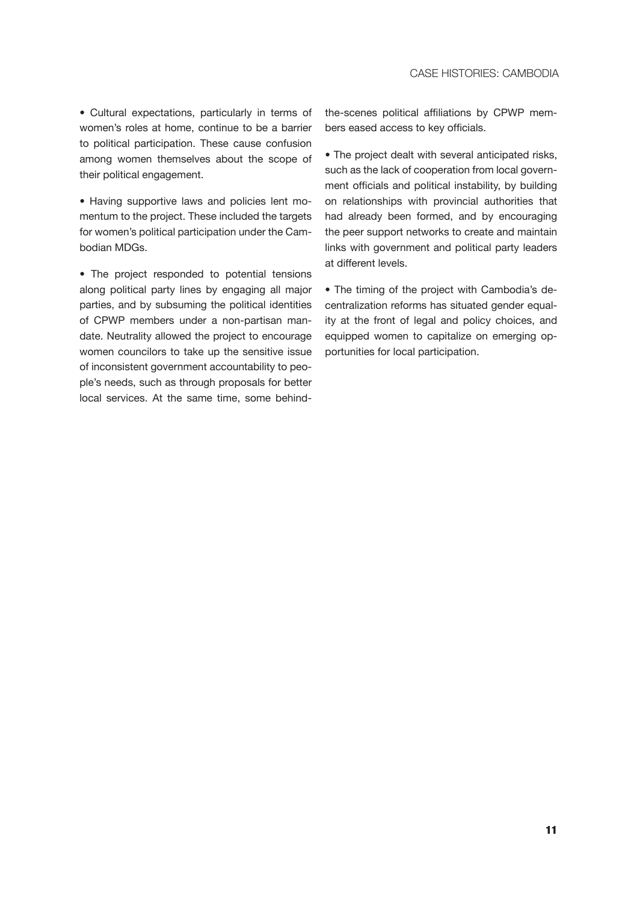- Cultural expectations, particularly in terms of women's roles at home, continue to be a barrier to political participation. These cause confusion among women themselves about the scope of their political engagement.

- Having supportive laws and policies lent momentum to the project. These included the targets for women's political participation under the Cambodian MDGs.

- The project responded to potential tensions along political party lines by engaging all major parties, and by subsuming the political identities of CPWP members under a non-partisan mandate. Neutrality allowed the project to encourage women councilors to take up the sensitive issue of inconsistent government accountability to people's needs, such as through proposals for better local services. At the same time, some behind-the-scenes political affiliations by CPWP members eased access to key officials.

- The project dealt with several anticipated risks, such as the lack of cooperation from local government officials and political instability, by building on relationships with provincial authorities that had already been formed, and by encouraging the peer support networks to create and maintain links with government and political party leaders at different levels.

- The timing of the project with Cambodia's decentralization reforms has situated gender equality at the front of legal and policy choices, and equipped women to capitalize on emerging opportunities for local participation.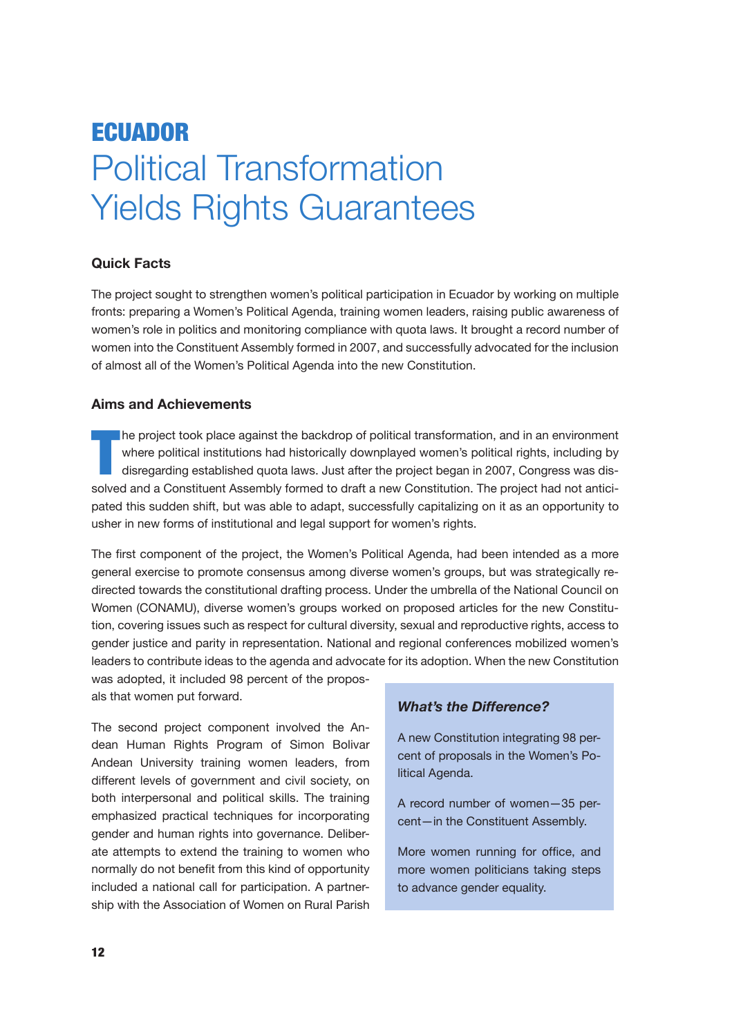# ECUADOR

# Political Transformation Yields Rights Guarantees

### Quick Facts

The project sought to strengthen women's political participation in Ecuador by working on multiple fronts: preparing a Women's Political Agenda, training women leaders, raising public awareness of women's role in politics and monitoring compliance with quota laws. It brought a record number of women into the Constituent Assembly formed in 2007, and successfully advocated for the inclusion of almost all of the Women's Political Agenda into the new Constitution.

### Aims and Achievements

The project took place against the backdrop of political transformation, and in an environment where political institutions had historically downplayed women's political rights, including by disregarding established quota laws. Just after the project began in 2007, Congress was dissolved and a Constituent Assembly formed to draft a new Constitution. The project had not anticipated this sudden shift, but was able to adapt, successfully capitalizing on it as an opportunity to usher in new forms of institutional and legal support for women's rights.

The first component of the project, the Women's Political Agenda, had been intended as a more general exercise to promote consensus among diverse women's groups, but was strategically redirected towards the constitutional drafting process. Under the umbrella of the National Council on Women (CONAMU), diverse women's groups worked on proposed articles for the new Constitution, covering issues such as respect for cultural diversity, sexual and reproductive rights, access to gender justice and parity in representation. National and regional conferences mobilized women's leaders to contribute ideas to the agenda and advocate for its adoption. When the new Constitution was adopted, it included 98 percent of the proposals that women put forward.

The second project component involved the Andean Human Rights Program of Simon Bolivar Andean University training women leaders, from different levels of government and civil society, on both interpersonal and political skills. The training emphasized practical techniques for incorporating gender and human rights into governance. Deliberate attempts to extend the training to women who normally do not benefit from this kind of opportunity included a national call for participation. A partnership with the Association of Women on Rural Parish

> ***What's the Difference?***
>
> A new Constitution integrating 98 percent of proposals in the Women's Political Agenda.
>
> A record number of women—35 percent—in the Constituent Assembly.
>
> More women running for office, and more women politicians taking steps to advance gender equality.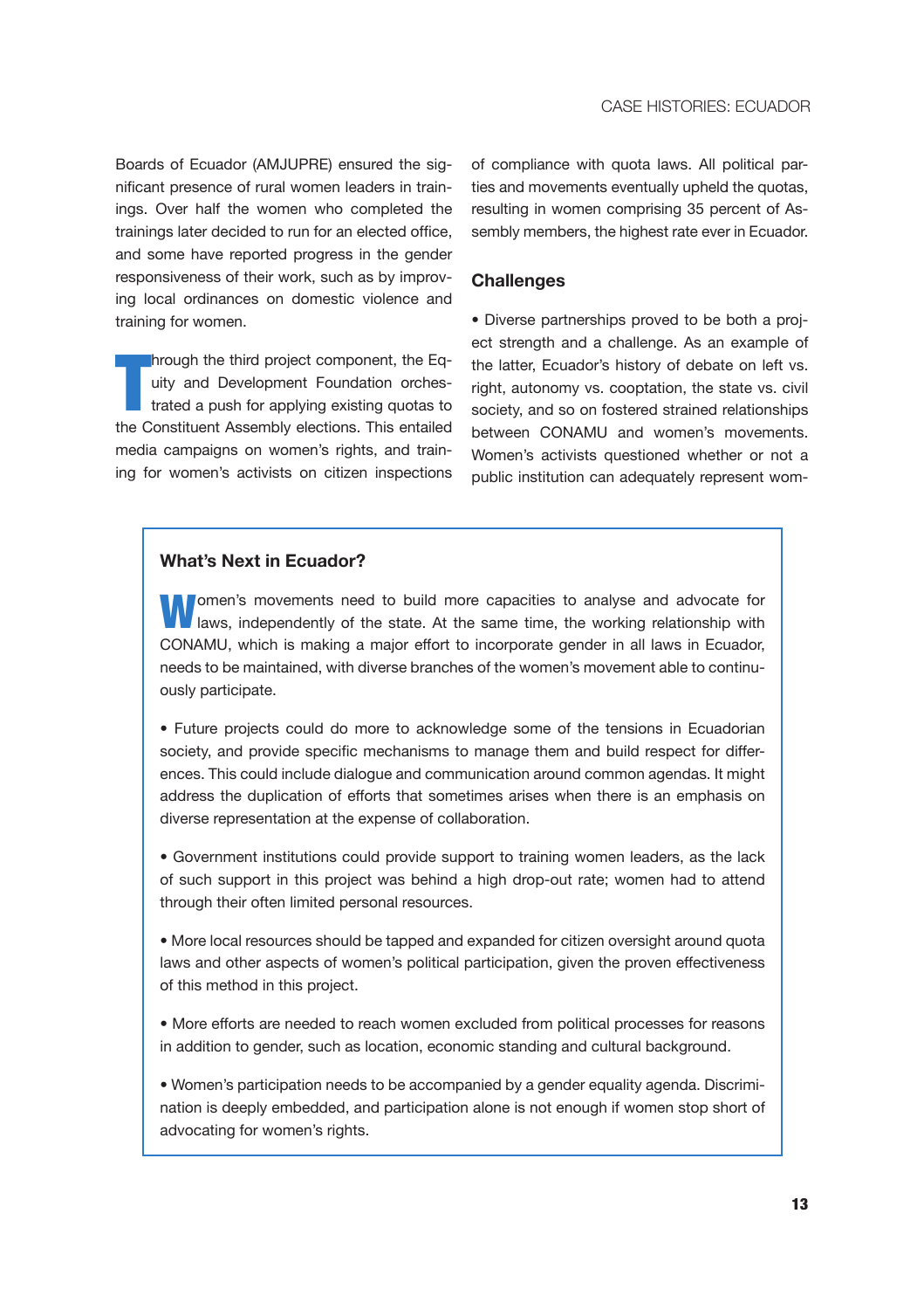Boards of Ecuador (AMJUPRE) ensured the significant presence of rural women leaders in trainings. Over half the women who completed the trainings later decided to run for an elected office, and some have reported progress in the gender responsiveness of their work, such as by improving local ordinances on domestic violence and training for women.

Through the third project component, the Equity and Development Foundation orchestrated a push for applying existing quotas to the Constituent Assembly elections. This entailed media campaigns on women's rights, and training for women's activists on citizen inspections of compliance with quota laws. All political parties and movements eventually upheld the quotas, resulting in women comprising 35 percent of Assembly members, the highest rate ever in Ecuador.

### Challenges

• Diverse partnerships proved to be both a project strength and a challenge. As an example of the latter, Ecuador's history of debate on left vs. right, autonomy vs. cooptation, the state vs. civil society, and so on fostered strained relationships between CONAMU and women's movements. Women's activists questioned whether or not a public institution can adequately represent wom-

### What's Next in Ecuador?

Women's movements need to build more capacities to analyse and advocate for laws, independently of the state. At the same time, the working relationship with CONAMU, which is making a major effort to incorporate gender in all laws in Ecuador, needs to be maintained, with diverse branches of the women's movement able to continuously participate.

• Future projects could do more to acknowledge some of the tensions in Ecuadorian society, and provide specific mechanisms to manage them and build respect for differences. This could include dialogue and communication around common agendas. It might address the duplication of efforts that sometimes arises when there is an emphasis on diverse representation at the expense of collaboration.

• Government institutions could provide support to training women leaders, as the lack of such support in this project was behind a high drop-out rate; women had to attend through their often limited personal resources.

• More local resources should be tapped and expanded for citizen oversight around quota laws and other aspects of women's political participation, given the proven effectiveness of this method in this project.

• More efforts are needed to reach women excluded from political processes for reasons in addition to gender, such as location, economic standing and cultural background.

• Women's participation needs to be accompanied by a gender equality agenda. Discrimination is deeply embedded, and participation alone is not enough if women stop short of advocating for women's rights.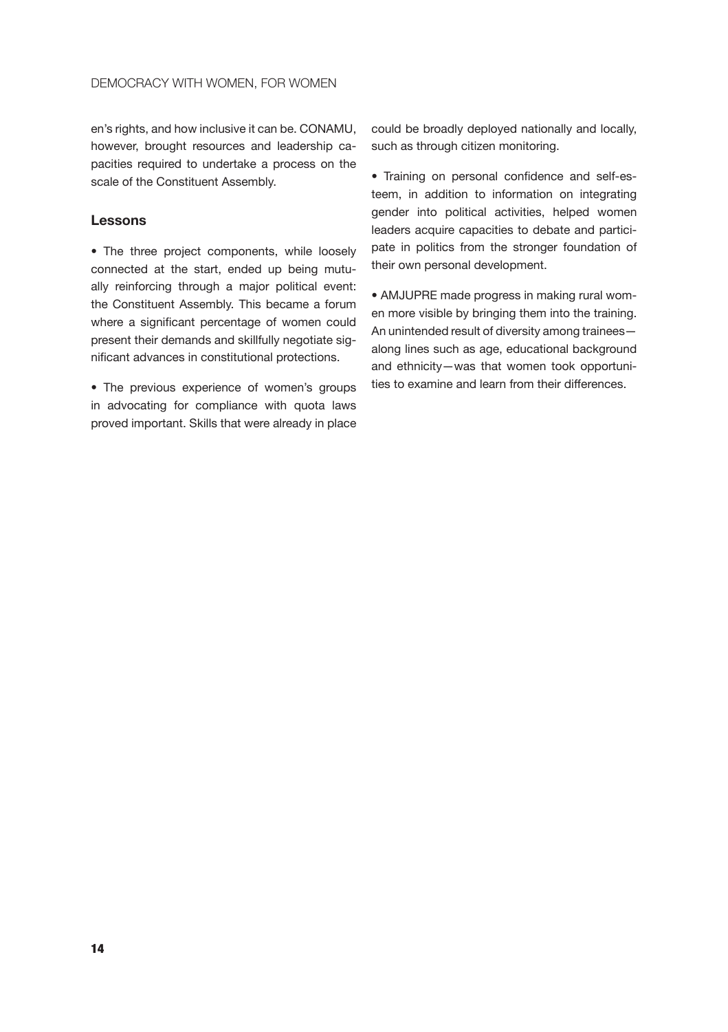en's rights, and how inclusive it can be. CONAMU, however, brought resources and leadership capacities required to undertake a process on the scale of the Constituent Assembly.

### Lessons

- The three project components, while loosely connected at the start, ended up being mutually reinforcing through a major political event: the Constituent Assembly. This became a forum where a significant percentage of women could present their demands and skillfully negotiate significant advances in constitutional protections.

- The previous experience of women's groups in advocating for compliance with quota laws proved important. Skills that were already in place could be broadly deployed nationally and locally, such as through citizen monitoring.

- Training on personal confidence and self-esteem, in addition to information on integrating gender into political activities, helped women leaders acquire capacities to debate and participate in politics from the stronger foundation of their own personal development.

- AMJUPRE made progress in making rural women more visible by bringing them into the training. An unintended result of diversity among trainees—along lines such as age, educational background and ethnicity—was that women took opportunities to examine and learn from their differences.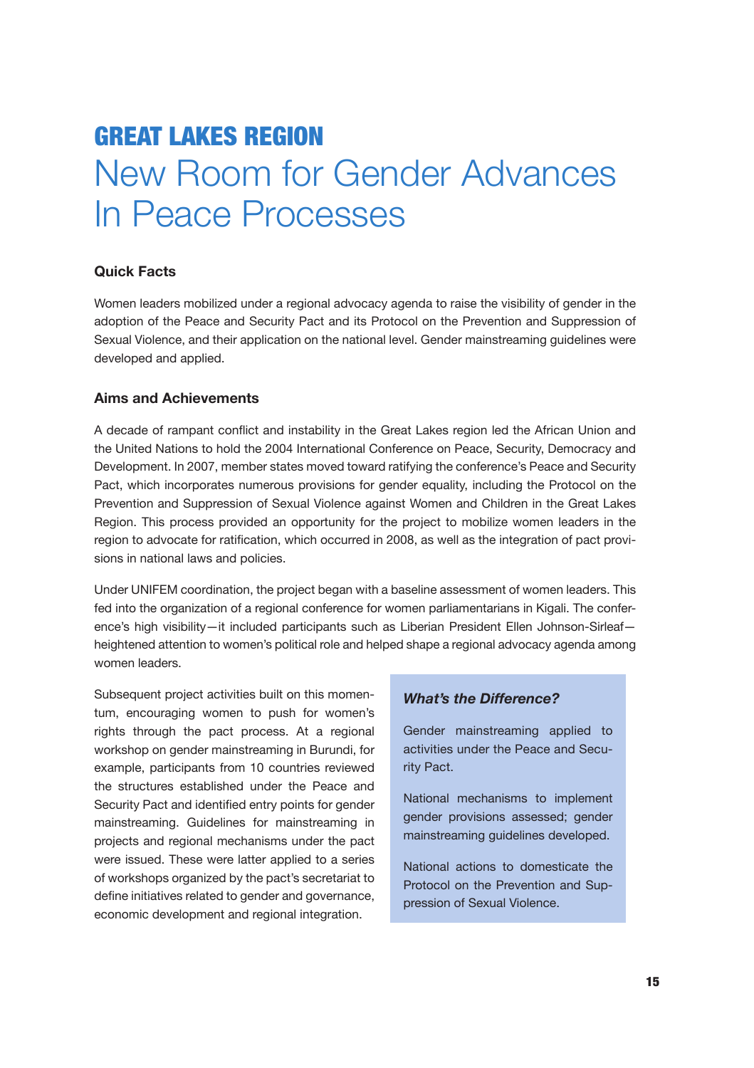# GREAT LAKES REGION

# New Room for Gender Advances In Peace Processes

### Quick Facts

Women leaders mobilized under a regional advocacy agenda to raise the visibility of gender in the adoption of the Peace and Security Pact and its Protocol on the Prevention and Suppression of Sexual Violence, and their application on the national level. Gender mainstreaming guidelines were developed and applied.

### Aims and Achievements

A decade of rampant conflict and instability in the Great Lakes region led the African Union and the United Nations to hold the 2004 International Conference on Peace, Security, Democracy and Development. In 2007, member states moved toward ratifying the conference's Peace and Security Pact, which incorporates numerous provisions for gender equality, including the Protocol on the Prevention and Suppression of Sexual Violence against Women and Children in the Great Lakes Region. This process provided an opportunity for the project to mobilize women leaders in the region to advocate for ratification, which occurred in 2008, as well as the integration of pact provisions in national laws and policies.

Under UNIFEM coordination, the project began with a baseline assessment of women leaders. This fed into the organization of a regional conference for women parliamentarians in Kigali. The conference's high visibility—it included participants such as Liberian President Ellen Johnson-Sirleaf—heightened attention to women's political role and helped shape a regional advocacy agenda among women leaders.

Subsequent project activities built on this momentum, encouraging women to push for women's rights through the pact process. At a regional workshop on gender mainstreaming in Burundi, for example, participants from 10 countries reviewed the structures established under the Peace and Security Pact and identified entry points for gender mainstreaming. Guidelines for mainstreaming in projects and regional mechanisms under the pact were issued. These were latter applied to a series of workshops organized by the pact's secretariat to define initiatives related to gender and governance, economic development and regional integration.

> ***What's the Difference?***
>
> Gender mainstreaming applied to activities under the Peace and Security Pact.
>
> National mechanisms to implement gender provisions assessed; gender mainstreaming guidelines developed.
>
> National actions to domesticate the Protocol on the Prevention and Suppression of Sexual Violence.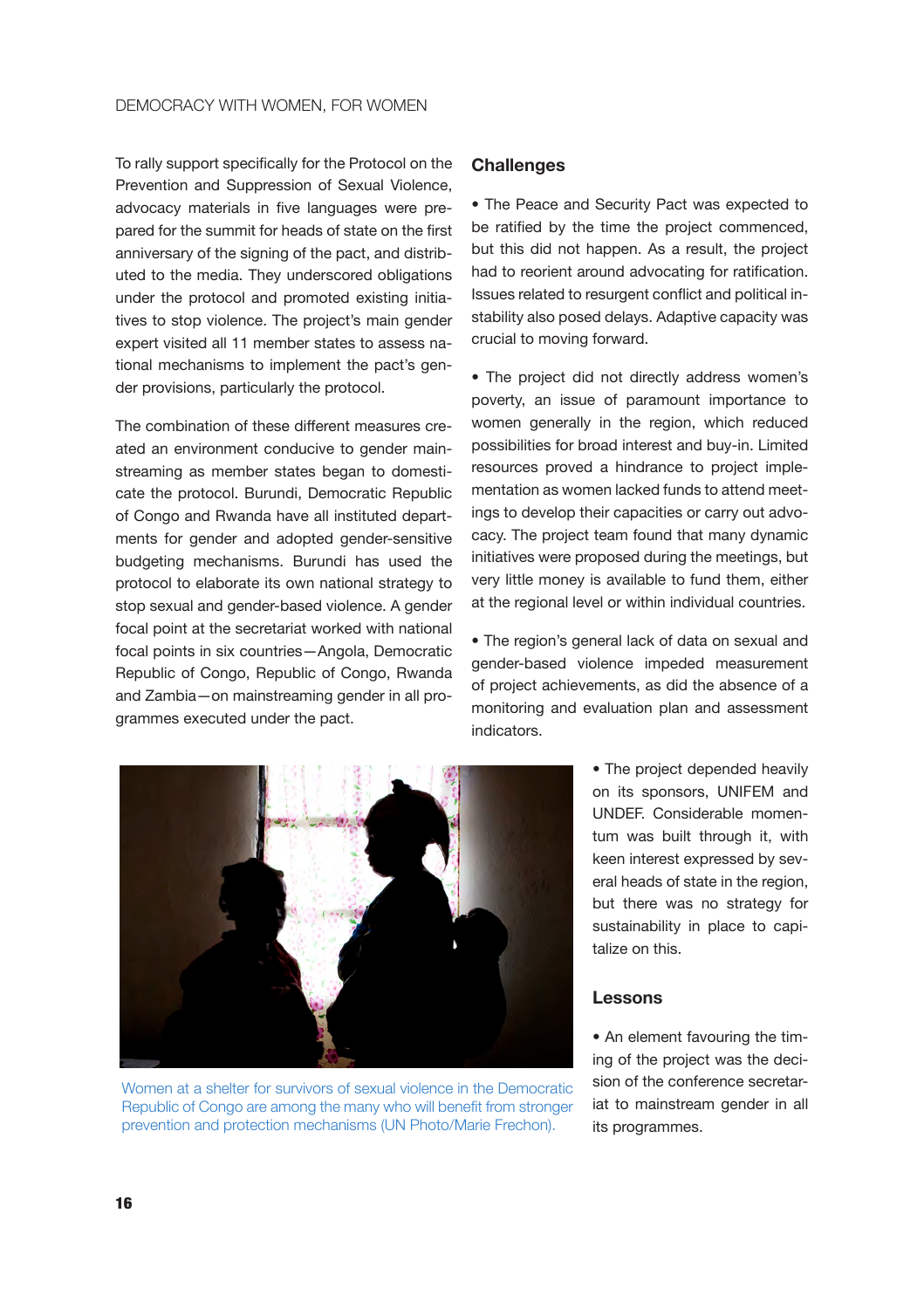To rally support specifically for the Protocol on the Prevention and Suppression of Sexual Violence, advocacy materials in five languages were prepared for the summit for heads of state on the first anniversary of the signing of the pact, and distributed to the media. They underscored obligations under the protocol and promoted existing initiatives to stop violence. The project's main gender expert visited all 11 member states to assess national mechanisms to implement the pact's gender provisions, particularly the protocol.

The combination of these different measures created an environment conducive to gender mainstreaming as member states began to domesticate the protocol. Burundi, Democratic Republic of Congo and Rwanda have all instituted departments for gender and adopted gender-sensitive budgeting mechanisms. Burundi has used the protocol to elaborate its own national strategy to stop sexual and gender-based violence. A gender focal point at the secretariat worked with national focal points in six countries—Angola, Democratic Republic of Congo, Republic of Congo, Rwanda and Zambia—on mainstreaming gender in all programmes executed under the pact.

## Challenges

- The Peace and Security Pact was expected to be ratified by the time the project commenced, but this did not happen. As a result, the project had to reorient around advocating for ratification. Issues related to resurgent conflict and political instability also posed delays. Adaptive capacity was crucial to moving forward.

- The project did not directly address women's poverty, an issue of paramount importance to women generally in the region, which reduced possibilities for broad interest and buy-in. Limited resources proved a hindrance to project implementation as women lacked funds to attend meetings to develop their capacities or carry out advocacy. The project team found that many dynamic initiatives were proposed during the meetings, but very little money is available to fund them, either at the regional level or within individual countries.

- The region's general lack of data on sexual and gender-based violence impeded measurement of project achievements, as did the absence of a monitoring and evaluation plan and assessment indicators.

- The project depended heavily on its sponsors, UNIFEM and UNDEF. Considerable momentum was built through it, with keen interest expressed by several heads of state in the region, but there was no strategy for sustainability in place to capitalize on this.

Women at a shelter for survivors of sexual violence in the Democratic Republic of Congo are among the many who will benefit from stronger prevention and protection mechanisms (UN Photo/Marie Frechon).

## Lessons

- An element favouring the timing of the project was the decision of the conference secretariat to mainstream gender in all its programmes.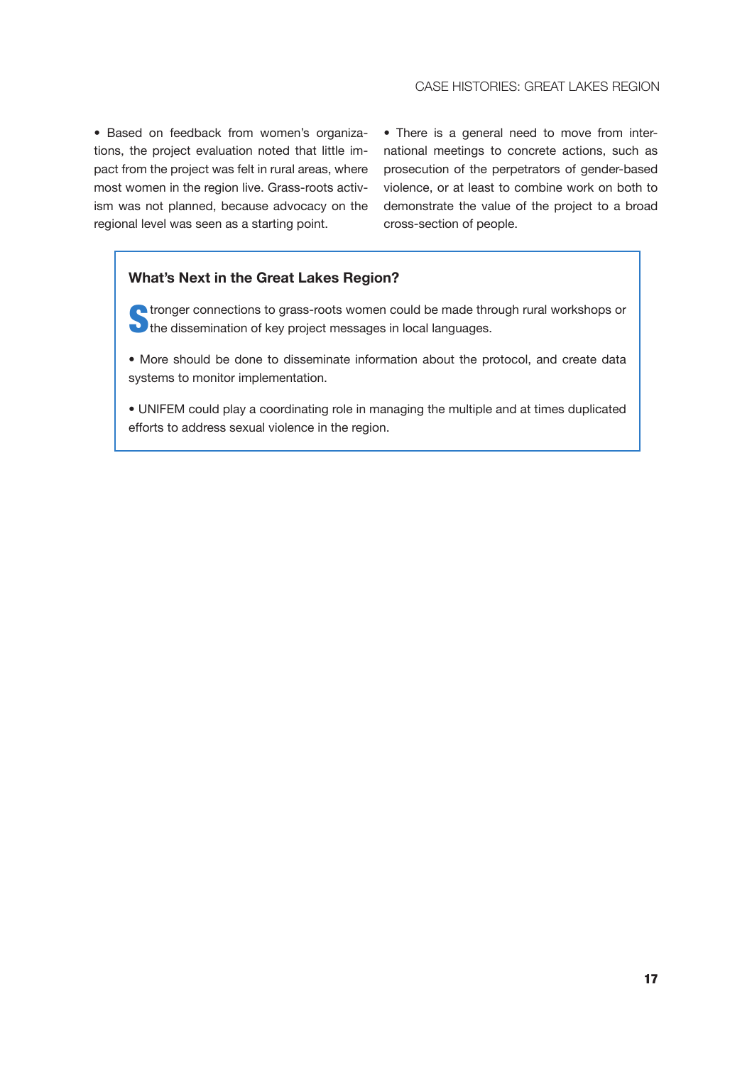- Based on feedback from women's organizations, the project evaluation noted that little impact from the project was felt in rural areas, where most women in the region live. Grass-roots activism was not planned, because advocacy on the regional level was seen as a starting point.

- There is a general need to move from international meetings to concrete actions, such as prosecution of the perpetrators of gender-based violence, or at least to combine work on both to demonstrate the value of the project to a broad cross-section of people.

### What's Next in the Great Lakes Region?

Stronger connections to grass-roots women could be made through rural workshops or the dissemination of key project messages in local languages.

- More should be done to disseminate information about the protocol, and create data systems to monitor implementation.

- UNIFEM could play a coordinating role in managing the multiple and at times duplicated efforts to address sexual violence in the region.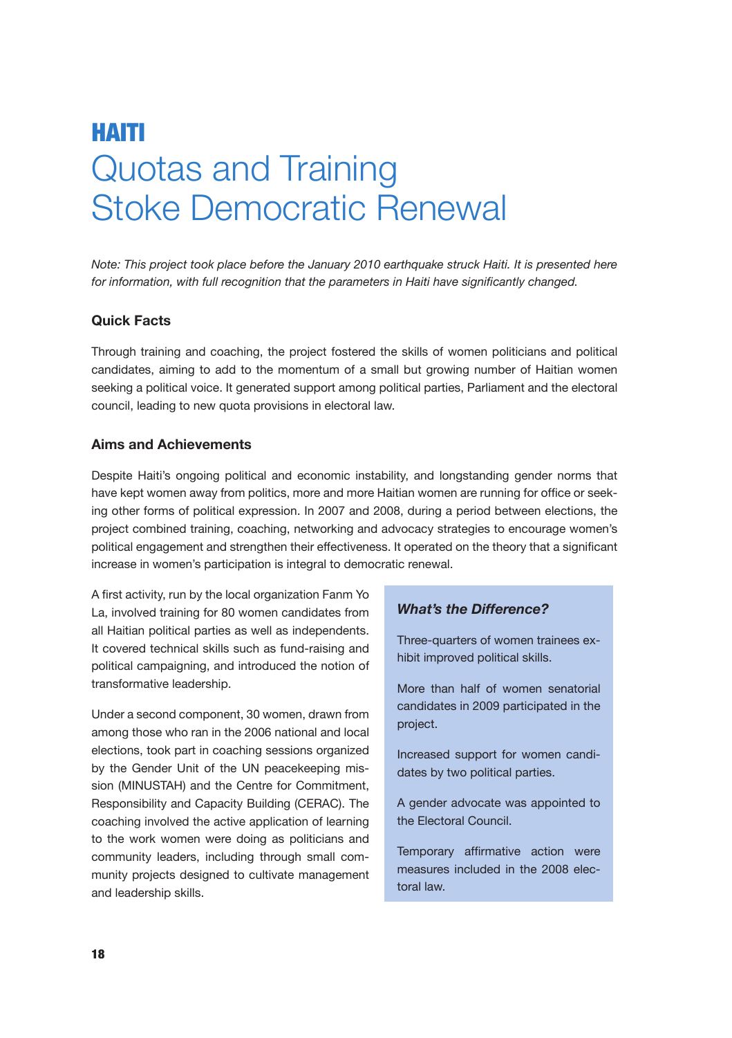# HAITI

# Quotas and Training Stoke Democratic Renewal

*Note: This project took place before the January 2010 earthquake struck Haiti. It is presented here for information, with full recognition that the parameters in Haiti have significantly changed.*

## Quick Facts

Through training and coaching, the project fostered the skills of women politicians and political candidates, aiming to add to the momentum of a small but growing number of Haitian women seeking a political voice. It generated support among political parties, Parliament and the electoral council, leading to new quota provisions in electoral law.

## Aims and Achievements

Despite Haiti's ongoing political and economic instability, and longstanding gender norms that have kept women away from politics, more and more Haitian women are running for office or seeking other forms of political expression. In 2007 and 2008, during a period between elections, the project combined training, coaching, networking and advocacy strategies to encourage women's political engagement and strengthen their effectiveness. It operated on the theory that a significant increase in women's participation is integral to democratic renewal.

A first activity, run by the local organization Fanm Yo La, involved training for 80 women candidates from all Haitian political parties as well as independents. It covered technical skills such as fund-raising and political campaigning, and introduced the notion of transformative leadership.

Under a second component, 30 women, drawn from among those who ran in the 2006 national and local elections, took part in coaching sessions organized by the Gender Unit of the UN peacekeeping mission (MINUSTAH) and the Centre for Commitment, Responsibility and Capacity Building (CERAC). The coaching involved the active application of learning to the work women were doing as politicians and community leaders, including through small community projects designed to cultivate management and leadership skills.

> ***What's the Difference?***
>
> Three-quarters of women trainees exhibit improved political skills.
>
> More than half of women senatorial candidates in 2009 participated in the project.
>
> Increased support for women candidates by two political parties.
>
> A gender advocate was appointed to the Electoral Council.
>
> Temporary affirmative action were measures included in the 2008 electoral law.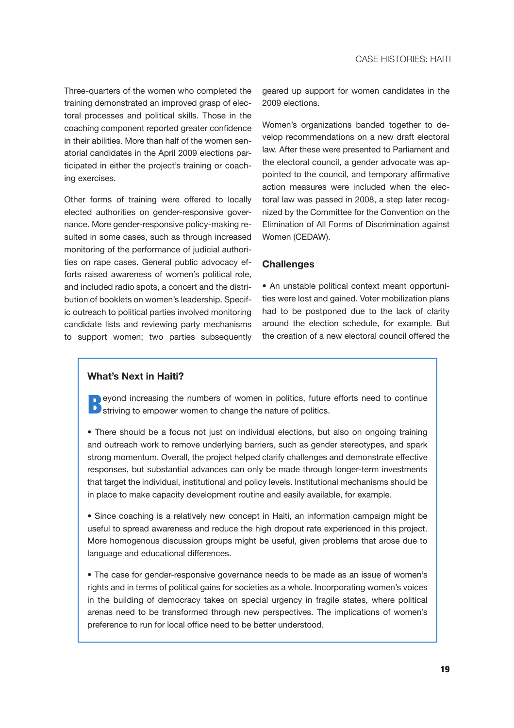Three-quarters of the women who completed the training demonstrated an improved grasp of electoral processes and political skills. Those in the coaching component reported greater confidence in their abilities. More than half of the women senatorial candidates in the April 2009 elections participated in either the project's training or coaching exercises.

Other forms of training were offered to locally elected authorities on gender-responsive governance. More gender-responsive policy-making resulted in some cases, such as through increased monitoring of the performance of judicial authorities on rape cases. General public advocacy efforts raised awareness of women's political role, and included radio spots, a concert and the distribution of booklets on women's leadership. Specific outreach to political parties involved monitoring candidate lists and reviewing party mechanisms to support women; two parties subsequently geared up support for women candidates in the 2009 elections.

Women's organizations banded together to develop recommendations on a new draft electoral law. After these were presented to Parliament and the electoral council, a gender advocate was appointed to the council, and temporary affirmative action measures were included when the electoral law was passed in 2008, a step later recognized by the Committee for the Convention on the Elimination of All Forms of Discrimination against Women (CEDAW).

### Challenges

- An unstable political context meant opportunities were lost and gained. Voter mobilization plans had to be postponed due to the lack of clarity around the election schedule, for example. But the creation of a new electoral council offered the

### What's Next in Haiti?

Beyond increasing the numbers of women in politics, future efforts need to continue striving to empower women to change the nature of politics.

- There should be a focus not just on individual elections, but also on ongoing training and outreach work to remove underlying barriers, such as gender stereotypes, and spark strong momentum. Overall, the project helped clarify challenges and demonstrate effective responses, but substantial advances can only be made through longer-term investments that target the individual, institutional and policy levels. Institutional mechanisms should be in place to make capacity development routine and easily available, for example.

- Since coaching is a relatively new concept in Haiti, an information campaign might be useful to spread awareness and reduce the high dropout rate experienced in this project. More homogenous discussion groups might be useful, given problems that arose due to language and educational differences.

- The case for gender-responsive governance needs to be made as an issue of women's rights and in terms of political gains for societies as a whole. Incorporating women's voices in the building of democracy takes on special urgency in fragile states, where political arenas need to be transformed through new perspectives. The implications of women's preference to run for local office need to be better understood.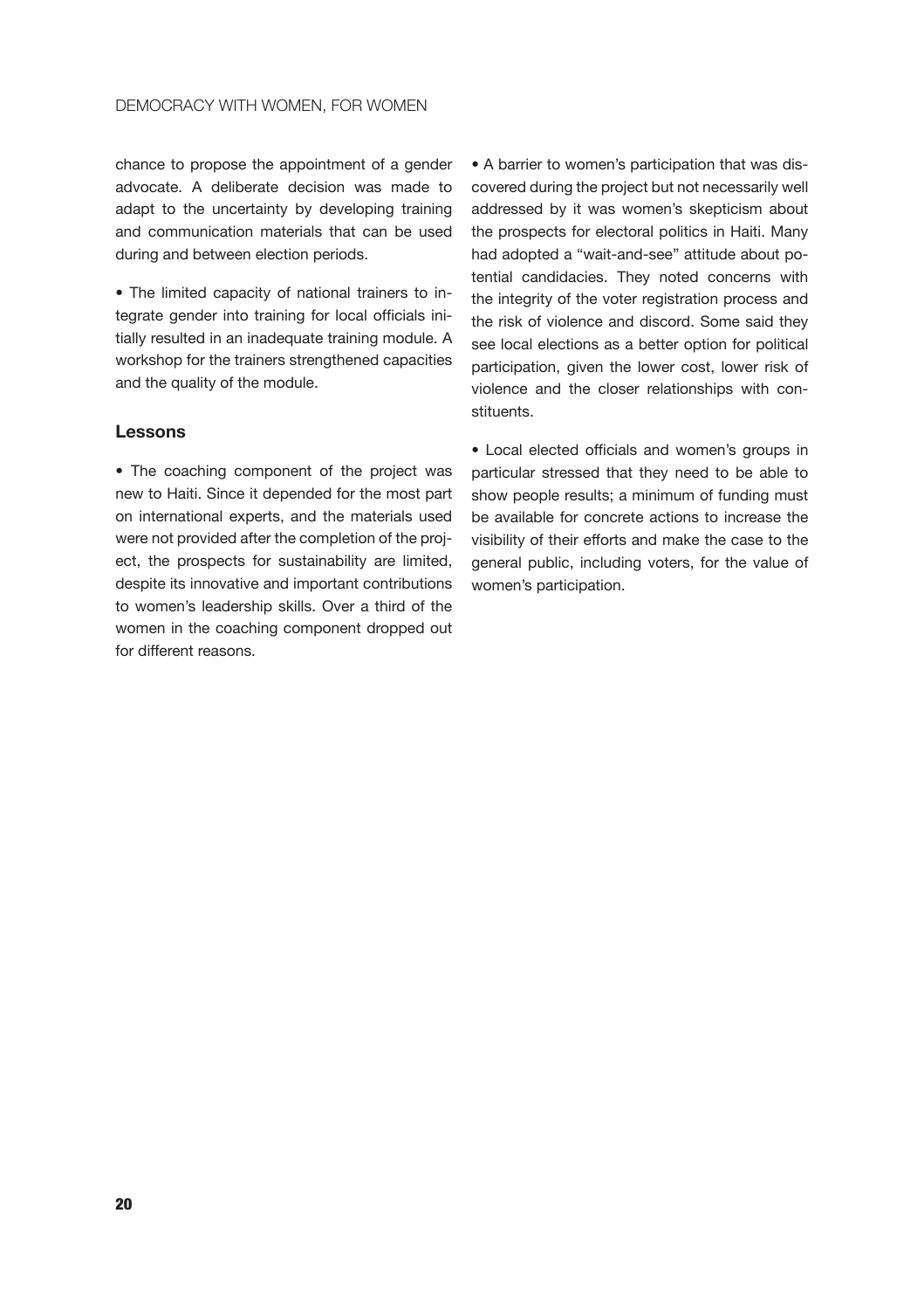chance to propose the appointment of a gender advocate. A deliberate decision was made to adapt to the uncertainty by developing training and communication materials that can be used during and between election periods.

• The limited capacity of national trainers to integrate gender into training for local officials initially resulted in an inadequate training module. A workshop for the trainers strengthened capacities and the quality of the module.

### Lessons

• The coaching component of the project was new to Haiti. Since it depended for the most part on international experts, and the materials used were not provided after the completion of the project, the prospects for sustainability are limited, despite its innovative and important contributions to women's leadership skills. Over a third of the women in the coaching component dropped out for different reasons.

• A barrier to women's participation that was discovered during the project but not necessarily well addressed by it was women's skepticism about the prospects for electoral politics in Haiti. Many had adopted a "wait-and-see" attitude about potential candidacies. They noted concerns with the integrity of the voter registration process and the risk of violence and discord. Some said they see local elections as a better option for political participation, given the lower cost, lower risk of violence and the closer relationships with constituents.

• Local elected officials and women's groups in particular stressed that they need to be able to show people results; a minimum of funding must be available for concrete actions to increase the visibility of their efforts and make the case to the general public, including voters, for the value of women's participation.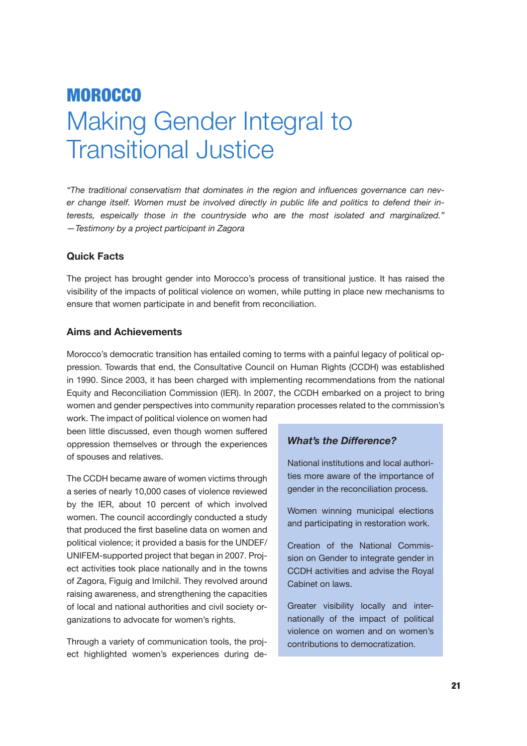# MOROCCO
# Making Gender Integral to Transitional Justice

*"The traditional conservatism that dominates in the region and influences governance can never change itself. Women must be involved directly in public life and politics to defend their interests, espeically those in the countryside who are the most isolated and marginalized." —Testimony by a project participant in Zagora*

### Quick Facts

The project has brought gender into Morocco's process of transitional justice. It has raised the visibility of the impacts of political violence on women, while putting in place new mechanisms to ensure that women participate in and benefit from reconciliation.

### Aims and Achievements

Morocco's democratic transition has entailed coming to terms with a painful legacy of political oppression. Towards that end, the Consultative Council on Human Rights (CCDH) was established in 1990. Since 2003, it has been charged with implementing recommendations from the national Equity and Reconciliation Commission (IER). In 2007, the CCDH embarked on a project to bring women and gender perspectives into community reparation processes related to the commission's work. The impact of political violence on women had been little discussed, even though women suffered oppression themselves or through the experiences of spouses and relatives.

The CCDH became aware of women victims through a series of nearly 10,000 cases of violence reviewed by the IER, about 10 percent of which involved women. The council accordingly conducted a study that produced the first baseline data on women and political violence; it provided a basis for the UNDEF/UNIFEM-supported project that began in 2007. Project activities took place nationally and in the towns of Zagora, Figuig and Imilchil. They revolved around raising awareness, and strengthening the capacities of local and national authorities and civil society organizations to advocate for women's rights.

Through a variety of communication tools, the project highlighted women's experiences during de-

> ***What's the Difference?***
>
> National institutions and local authorities more aware of the importance of gender in the reconciliation process.
>
> Women winning municipal elections and participating in restoration work.
>
> Creation of the National Commission on Gender to integrate gender in CCDH activities and advise the Royal Cabinet on laws.
>
> Greater visibility locally and internationally of the impact of political violence on women and on women's contributions to democratization.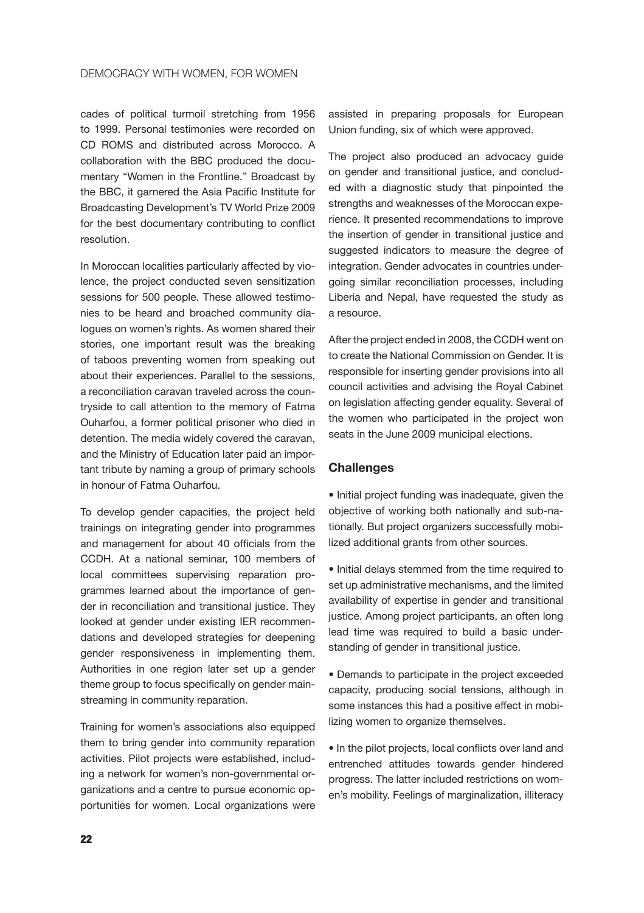cades of political turmoil stretching from 1956 to 1999. Personal testimonies were recorded on CD ROMS and distributed across Morocco. A collaboration with the BBC produced the documentary "Women in the Frontline." Broadcast by the BBC, it garnered the Asia Pacific Institute for Broadcasting Development's TV World Prize 2009 for the best documentary contributing to conflict resolution.

In Moroccan localities particularly affected by violence, the project conducted seven sensitization sessions for 500 people. These allowed testimonies to be heard and broached community dialogues on women's rights. As women shared their stories, one important result was the breaking of taboos preventing women from speaking out about their experiences. Parallel to the sessions, a reconciliation caravan traveled across the countryside to call attention to the memory of Fatma Ouharfou, a former political prisoner who died in detention. The media widely covered the caravan, and the Ministry of Education later paid an important tribute by naming a group of primary schools in honour of Fatma Ouharfou.

To develop gender capacities, the project held trainings on integrating gender into programmes and management for about 40 officials from the CCDH. At a national seminar, 100 members of local committees supervising reparation programmes learned about the importance of gender in reconciliation and transitional justice. They looked at gender under existing IER recommendations and developed strategies for deepening gender responsiveness in implementing them. Authorities in one region later set up a gender theme group to focus specifically on gender mainstreaming in community reparation.

Training for women's associations also equipped them to bring gender into community reparation activities. Pilot projects were established, including a network for women's non-governmental organizations and a centre to pursue economic opportunities for women. Local organizations were assisted in preparing proposals for European Union funding, six of which were approved.

The project also produced an advocacy guide on gender and transitional justice, and concluded with a diagnostic study that pinpointed the strengths and weaknesses of the Moroccan experience. It presented recommendations to improve the insertion of gender in transitional justice and suggested indicators to measure the degree of integration. Gender advocates in countries undergoing similar reconciliation processes, including Liberia and Nepal, have requested the study as a resource.

After the project ended in 2008, the CCDH went on to create the National Commission on Gender. It is responsible for inserting gender provisions into all council activities and advising the Royal Cabinet on legislation affecting gender equality. Several of the women who participated in the project won seats in the June 2009 municipal elections.

### Challenges

- Initial project funding was inadequate, given the objective of working both nationally and sub-nationally. But project organizers successfully mobilized additional grants from other sources.
- Initial delays stemmed from the time required to set up administrative mechanisms, and the limited availability of expertise in gender and transitional justice. Among project participants, an often long lead time was required to build a basic understanding of gender in transitional justice.
- Demands to participate in the project exceeded capacity, producing social tensions, although in some instances this had a positive effect in mobilizing women to organize themselves.
- In the pilot projects, local conflicts over land and entrenched attitudes towards gender hindered progress. The latter included restrictions on women's mobility. Feelings of marginalization, illiteracy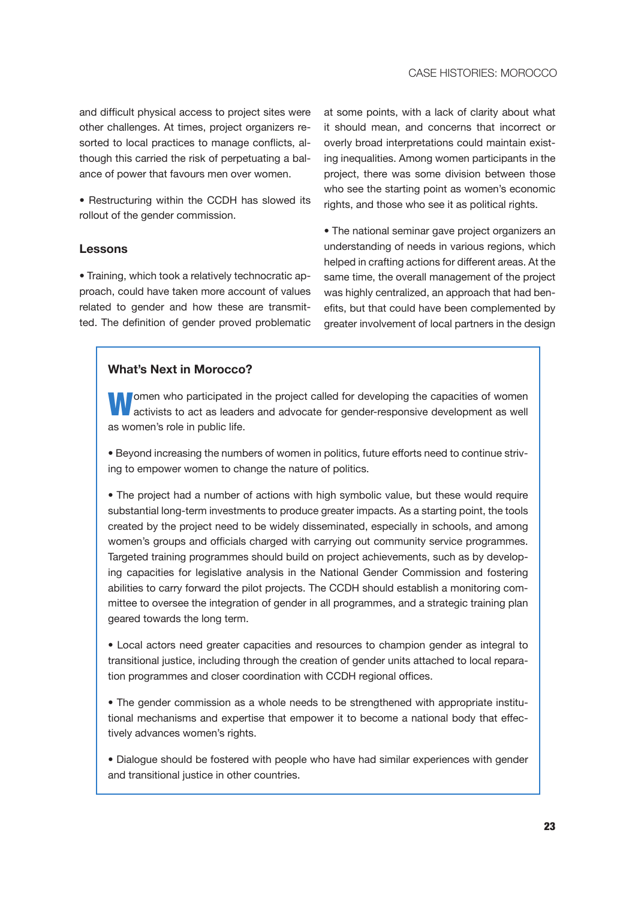and difficult physical access to project sites were other challenges. At times, project organizers resorted to local practices to manage conflicts, although this carried the risk of perpetuating a balance of power that favours men over women.

• Restructuring within the CCDH has slowed its rollout of the gender commission.

### Lessons

• Training, which took a relatively technocratic approach, could have taken more account of values related to gender and how these are transmitted. The definition of gender proved problematic at some points, with a lack of clarity about what it should mean, and concerns that incorrect or overly broad interpretations could maintain existing inequalities. Among women participants in the project, there was some division between those who see the starting point as women's economic rights, and those who see it as political rights.

• The national seminar gave project organizers an understanding of needs in various regions, which helped in crafting actions for different areas. At the same time, the overall management of the project was highly centralized, an approach that had benefits, but that could have been complemented by greater involvement of local partners in the design

### What's Next in Morocco?

Women who participated in the project called for developing the capacities of women activists to act as leaders and advocate for gender-responsive development as well as women's role in public life.

• Beyond increasing the numbers of women in politics, future efforts need to continue striving to empower women to change the nature of politics.

• The project had a number of actions with high symbolic value, but these would require substantial long-term investments to produce greater impacts. As a starting point, the tools created by the project need to be widely disseminated, especially in schools, and among women's groups and officials charged with carrying out community service programmes. Targeted training programmes should build on project achievements, such as by developing capacities for legislative analysis in the National Gender Commission and fostering abilities to carry forward the pilot projects. The CCDH should establish a monitoring committee to oversee the integration of gender in all programmes, and a strategic training plan geared towards the long term.

• Local actors need greater capacities and resources to champion gender as integral to transitional justice, including through the creation of gender units attached to local reparation programmes and closer coordination with CCDH regional offices.

• The gender commission as a whole needs to be strengthened with appropriate institutional mechanisms and expertise that empower it to become a national body that effectively advances women's rights.

• Dialogue should be fostered with people who have had similar experiences with gender and transitional justice in other countries.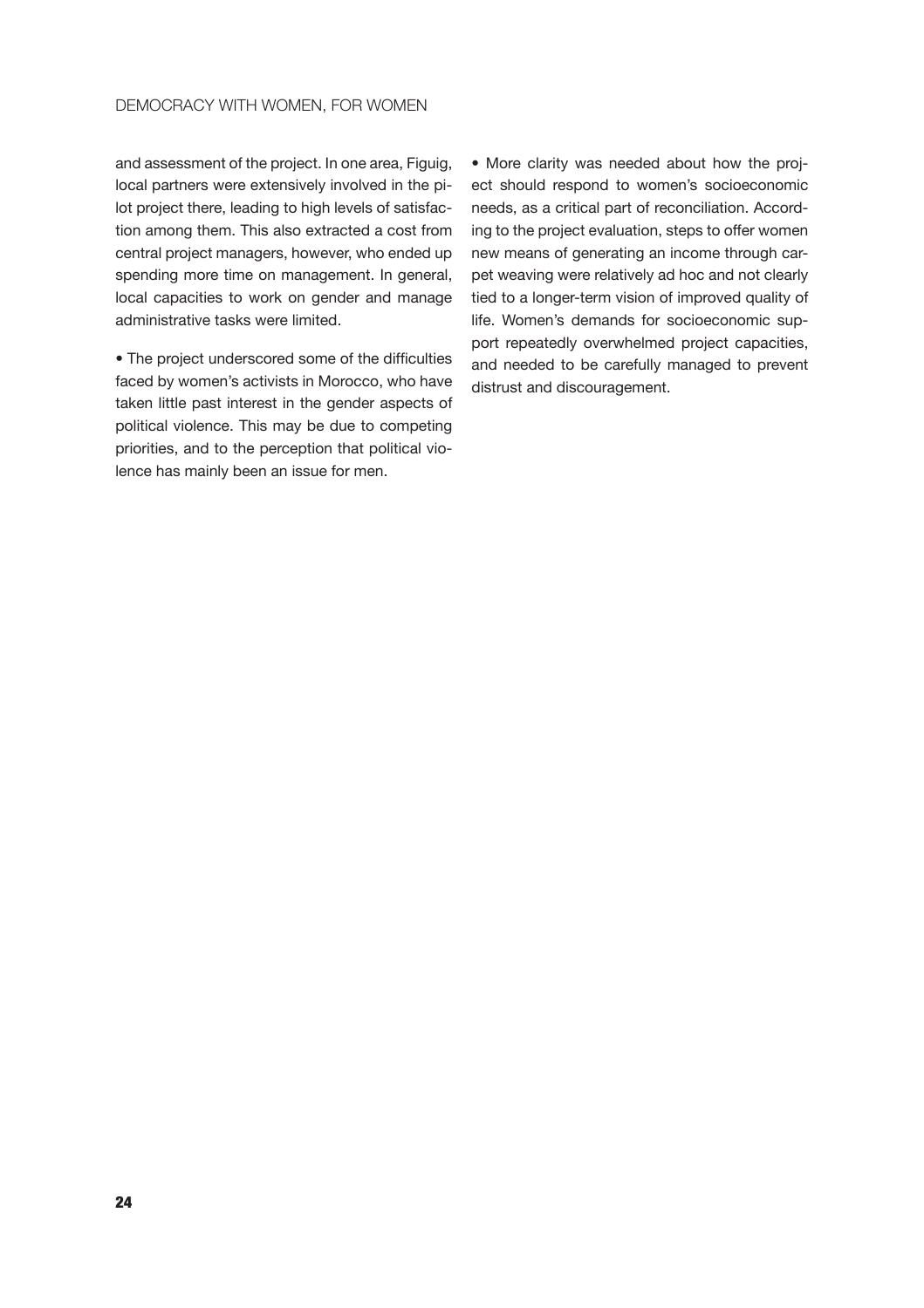and assessment of the project. In one area, Figuig, local partners were extensively involved in the pilot project there, leading to high levels of satisfaction among them. This also extracted a cost from central project managers, however, who ended up spending more time on management. In general, local capacities to work on gender and manage administrative tasks were limited.

- The project underscored some of the difficulties faced by women's activists in Morocco, who have taken little past interest in the gender aspects of political violence. This may be due to competing priorities, and to the perception that political violence has mainly been an issue for men.

- More clarity was needed about how the project should respond to women's socioeconomic needs, as a critical part of reconciliation. According to the project evaluation, steps to offer women new means of generating an income through carpet weaving were relatively ad hoc and not clearly tied to a longer-term vision of improved quality of life. Women's demands for socioeconomic support repeatedly overwhelmed project capacities, and needed to be carefully managed to prevent distrust and discouragement.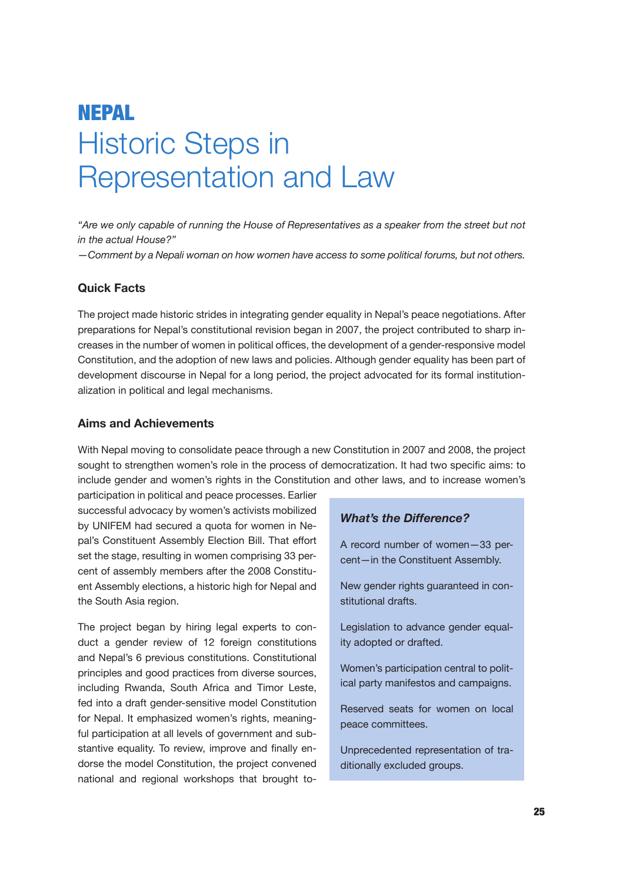# NEPAL

# Historic Steps in Representation and Law

*"Are we only capable of running the House of Representatives as a speaker from the street but not in the actual House?"*
*—Comment by a Nepali woman on how women have access to some political forums, but not others.*

### Quick Facts

The project made historic strides in integrating gender equality in Nepal's peace negotiations. After preparations for Nepal's constitutional revision began in 2007, the project contributed to sharp increases in the number of women in political offices, the development of a gender-responsive model Constitution, and the adoption of new laws and policies. Although gender equality has been part of development discourse in Nepal for a long period, the project advocated for its formal institutionalization in political and legal mechanisms.

### Aims and Achievements

With Nepal moving to consolidate peace through a new Constitution in 2007 and 2008, the project sought to strengthen women's role in the process of democratization. It had two specific aims: to include gender and women's rights in the Constitution and other laws, and to increase women's participation in political and peace processes. Earlier successful advocacy by women's activists mobilized by UNIFEM had secured a quota for women in Nepal's Constituent Assembly Election Bill. That effort set the stage, resulting in women comprising 33 percent of assembly members after the 2008 Constituent Assembly elections, a historic high for Nepal and the South Asia region.

The project began by hiring legal experts to conduct a gender review of 12 foreign constitutions and Nepal's 6 previous constitutions. Constitutional principles and good practices from diverse sources, including Rwanda, South Africa and Timor Leste, fed into a draft gender-sensitive model Constitution for Nepal. It emphasized women's rights, meaningful participation at all levels of government and substantive equality. To review, improve and finally endorse the model Constitution, the project convened national and regional workshops that brought to-

> ***What's the Difference?***
>
> A record number of women—33 percent—in the Constituent Assembly.
>
> New gender rights guaranteed in constitutional drafts.
>
> Legislation to advance gender equality adopted or drafted.
>
> Women's participation central to political party manifestos and campaigns.
>
> Reserved seats for women on local peace committees.
>
> Unprecedented representation of traditionally excluded groups.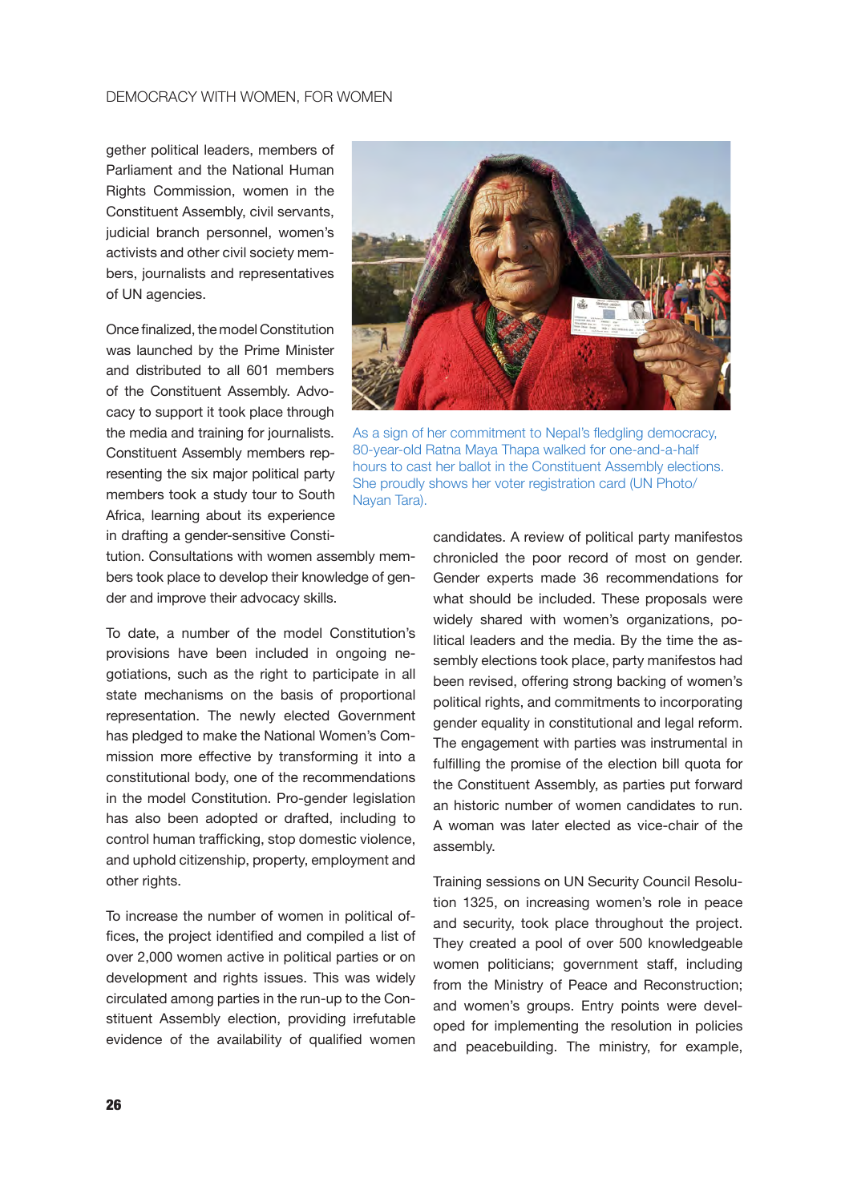gether political leaders, members of Parliament and the National Human Rights Commission, women in the Constituent Assembly, civil servants, judicial branch personnel, women's activists and other civil society members, journalists and representatives of UN agencies.

Once finalized, the model Constitution was launched by the Prime Minister and distributed to all 601 members of the Constituent Assembly. Advocacy to support it took place through the media and training for journalists. Constituent Assembly members representing the six major political party members took a study tour to South Africa, learning about its experience in drafting a gender-sensitive Constitution. Consultations with women assembly members took place to develop their knowledge of gender and improve their advocacy skills.

As a sign of her commitment to Nepal's fledgling democracy, 80-year-old Ratna Maya Thapa walked for one-and-a-half hours to cast her ballot in the Constituent Assembly elections. She proudly shows her voter registration card (UN Photo/ Nayan Tara).

To date, a number of the model Constitution's provisions have been included in ongoing negotiations, such as the right to participate in all state mechanisms on the basis of proportional representation. The newly elected Government has pledged to make the National Women's Commission more effective by transforming it into a constitutional body, one of the recommendations in the model Constitution. Pro-gender legislation has also been adopted or drafted, including to control human trafficking, stop domestic violence, and uphold citizenship, property, employment and other rights.

To increase the number of women in political offices, the project identified and compiled a list of over 2,000 women active in political parties or on development and rights issues. This was widely circulated among parties in the run-up to the Constituent Assembly election, providing irrefutable evidence of the availability of qualified women candidates. A review of political party manifestos chronicled the poor record of most on gender. Gender experts made 36 recommendations for what should be included. These proposals were widely shared with women's organizations, political leaders and the media. By the time the assembly elections took place, party manifestos had been revised, offering strong backing of women's political rights, and commitments to incorporating gender equality in constitutional and legal reform. The engagement with parties was instrumental in fulfilling the promise of the election bill quota for the Constituent Assembly, as parties put forward an historic number of women candidates to run. A woman was later elected as vice-chair of the assembly.

Training sessions on UN Security Council Resolution 1325, on increasing women's role in peace and security, took place throughout the project. They created a pool of over 500 knowledgeable women politicians; government staff, including from the Ministry of Peace and Reconstruction; and women's groups. Entry points were developed for implementing the resolution in policies and peacebuilding. The ministry, for example,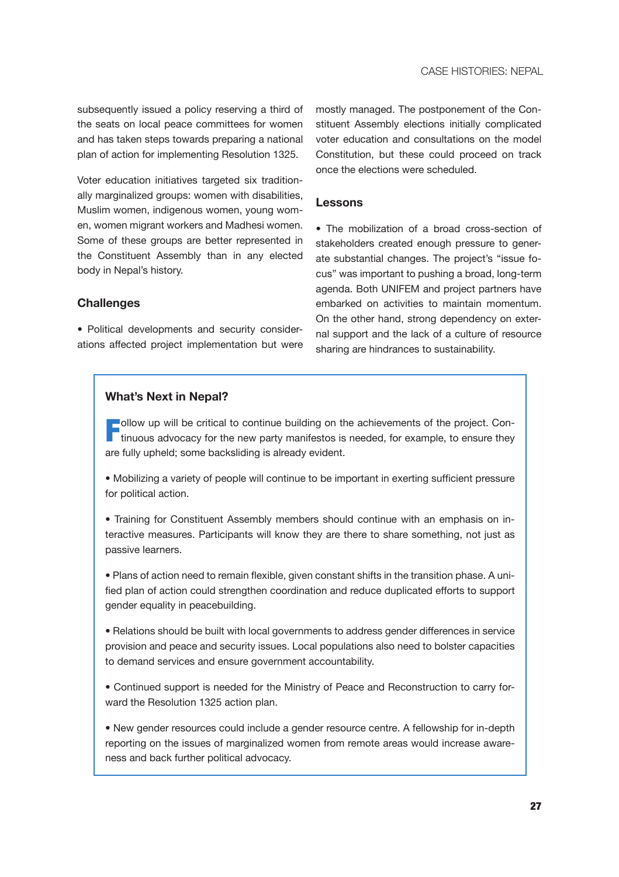subsequently issued a policy reserving a third of the seats on local peace committees for women and has taken steps towards preparing a national plan of action for implementing Resolution 1325.

Voter education initiatives targeted six traditionally marginalized groups: women with disabilities, Muslim women, indigenous women, young women, women migrant workers and Madhesi women. Some of these groups are better represented in the Constituent Assembly than in any elected body in Nepal's history.

### Challenges

- Political developments and security considerations affected project implementation but were mostly managed. The postponement of the Constituent Assembly elections initially complicated voter education and consultations on the model Constitution, but these could proceed on track once the elections were scheduled.

### Lessons

- The mobilization of a broad cross-section of stakeholders created enough pressure to generate substantial changes. The project's "issue focus" was important to pushing a broad, long-term agenda. Both UNIFEM and project partners have embarked on activities to maintain momentum. On the other hand, strong dependency on external support and the lack of a culture of resource sharing are hindrances to sustainability.

### What's Next in Nepal?

Follow up will be critical to continue building on the achievements of the project. Continuous advocacy for the new party manifestos is needed, for example, to ensure they are fully upheld; some backsliding is already evident.

- Mobilizing a variety of people will continue to be important in exerting sufficient pressure for political action.
- Training for Constituent Assembly members should continue with an emphasis on interactive measures. Participants will know they are there to share something, not just as passive learners.
- Plans of action need to remain flexible, given constant shifts in the transition phase. A unified plan of action could strengthen coordination and reduce duplicated efforts to support gender equality in peacebuilding.
- Relations should be built with local governments to address gender differences in service provision and peace and security issues. Local populations also need to bolster capacities to demand services and ensure government accountability.
- Continued support is needed for the Ministry of Peace and Reconstruction to carry forward the Resolution 1325 action plan.
- New gender resources could include a gender resource centre. A fellowship for in-depth reporting on the issues of marginalized women from remote areas would increase awareness and back further political advocacy.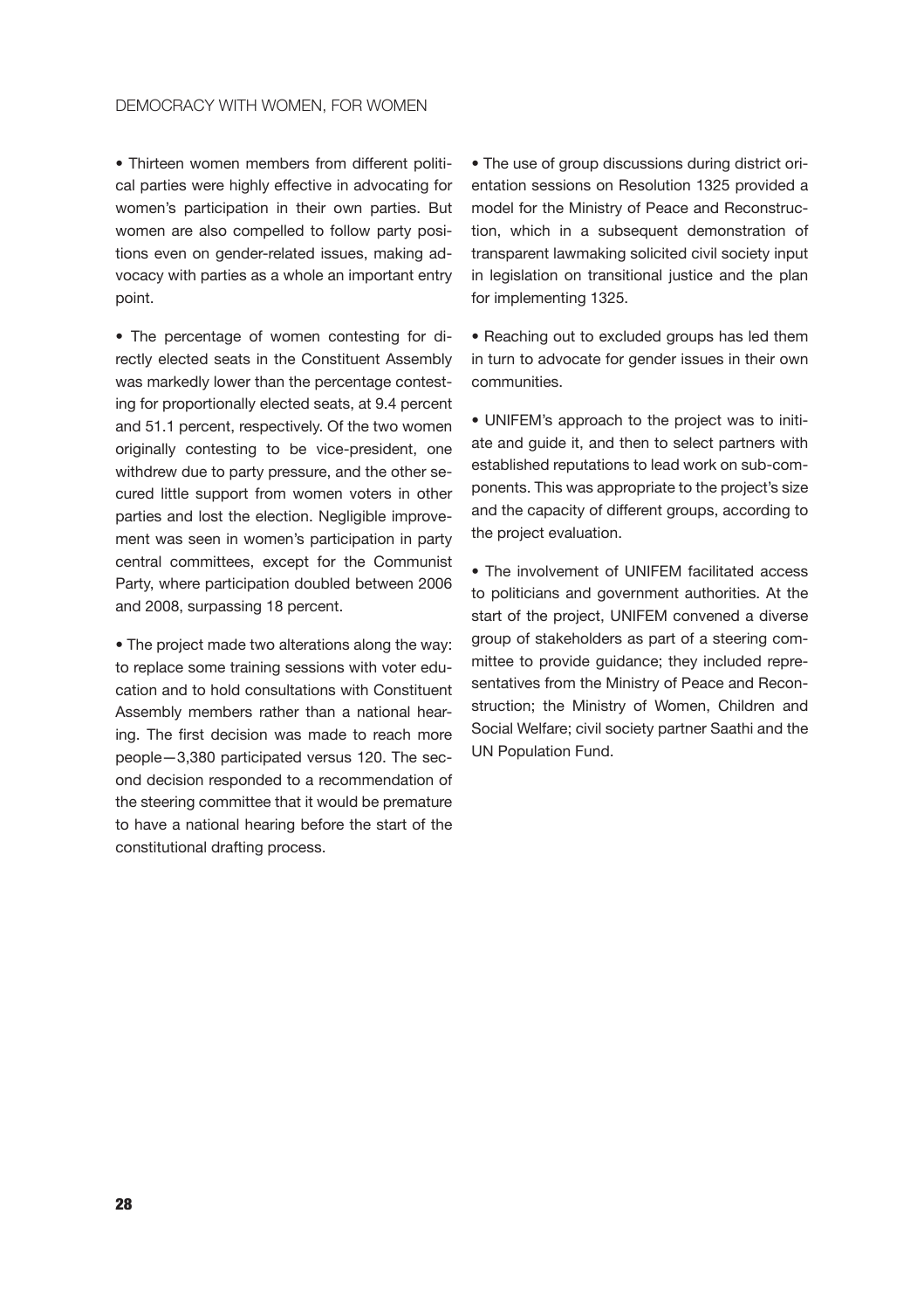- Thirteen women members from different political parties were highly effective in advocating for women's participation in their own parties. But women are also compelled to follow party positions even on gender-related issues, making advocacy with parties as a whole an important entry point.

- The percentage of women contesting for directly elected seats in the Constituent Assembly was markedly lower than the percentage contesting for proportionally elected seats, at 9.4 percent and 51.1 percent, respectively. Of the two women originally contesting to be vice-president, one withdrew due to party pressure, and the other secured little support from women voters in other parties and lost the election. Negligible improvement was seen in women's participation in party central committees, except for the Communist Party, where participation doubled between 2006 and 2008, surpassing 18 percent.

- The project made two alterations along the way: to replace some training sessions with voter education and to hold consultations with Constituent Assembly members rather than a national hearing. The first decision was made to reach more people—3,380 participated versus 120. The second decision responded to a recommendation of the steering committee that it would be premature to have a national hearing before the start of the constitutional drafting process.

- The use of group discussions during district orientation sessions on Resolution 1325 provided a model for the Ministry of Peace and Reconstruction, which in a subsequent demonstration of transparent lawmaking solicited civil society input in legislation on transitional justice and the plan for implementing 1325.

- Reaching out to excluded groups has led them in turn to advocate for gender issues in their own communities.

- UNIFEM's approach to the project was to initiate and guide it, and then to select partners with established reputations to lead work on sub-components. This was appropriate to the project's size and the capacity of different groups, according to the project evaluation.

- The involvement of UNIFEM facilitated access to politicians and government authorities. At the start of the project, UNIFEM convened a diverse group of stakeholders as part of a steering committee to provide guidance; they included representatives from the Ministry of Peace and Reconstruction; the Ministry of Women, Children and Social Welfare; civil society partner Saathi and the UN Population Fund.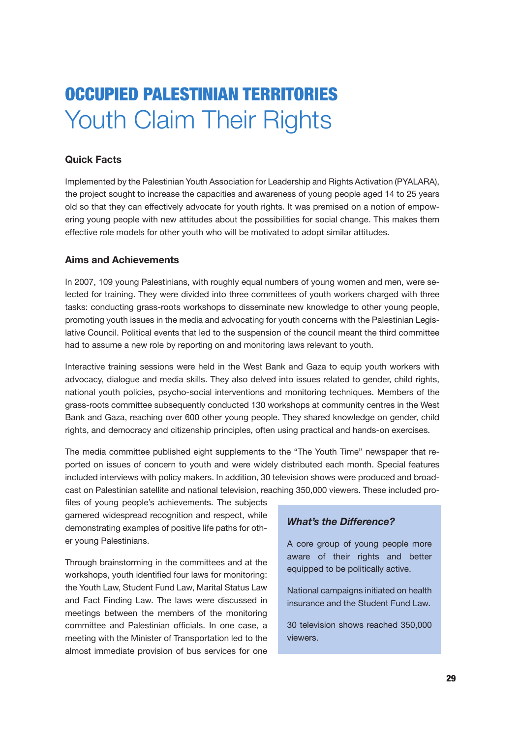# OCCUPIED PALESTINIAN TERRITORIES
## Youth Claim Their Rights

### Quick Facts

Implemented by the Palestinian Youth Association for Leadership and Rights Activation (PYALARA), the project sought to increase the capacities and awareness of young people aged 14 to 25 years old so that they can effectively advocate for youth rights. It was premised on a notion of empowering young people with new attitudes about the possibilities for social change. This makes them effective role models for other youth who will be motivated to adopt similar attitudes.

### Aims and Achievements

In 2007, 109 young Palestinians, with roughly equal numbers of young women and men, were selected for training. They were divided into three committees of youth workers charged with three tasks: conducting grass-roots workshops to disseminate new knowledge to other young people, promoting youth issues in the media and advocating for youth concerns with the Palestinian Legislative Council. Political events that led to the suspension of the council meant the third committee had to assume a new role by reporting on and monitoring laws relevant to youth.

Interactive training sessions were held in the West Bank and Gaza to equip youth workers with advocacy, dialogue and media skills. They also delved into issues related to gender, child rights, national youth policies, psycho-social interventions and monitoring techniques. Members of the grass-roots committee subsequently conducted 130 workshops at community centres in the West Bank and Gaza, reaching over 600 other young people. They shared knowledge on gender, child rights, and democracy and citizenship principles, often using practical and hands-on exercises.

The media committee published eight supplements to the "The Youth Time" newspaper that reported on issues of concern to youth and were widely distributed each month. Special features included interviews with policy makers. In addition, 30 television shows were produced and broadcast on Palestinian satellite and national television, reaching 350,000 viewers. These included profiles of young people's achievements. The subjects garnered widespread recognition and respect, while demonstrating examples of positive life paths for other young Palestinians.

Through brainstorming in the committees and at the workshops, youth identified four laws for monitoring: the Youth Law, Student Fund Law, Marital Status Law and Fact Finding Law. The laws were discussed in meetings between the members of the monitoring committee and Palestinian officials. In one case, a meeting with the Minister of Transportation led to the almost immediate provision of bus services for one

> ***What's the Difference?***
>
> A core group of young people more aware of their rights and better equipped to be politically active.
>
> National campaigns initiated on health insurance and the Student Fund Law.
>
> 30 television shows reached 350,000 viewers.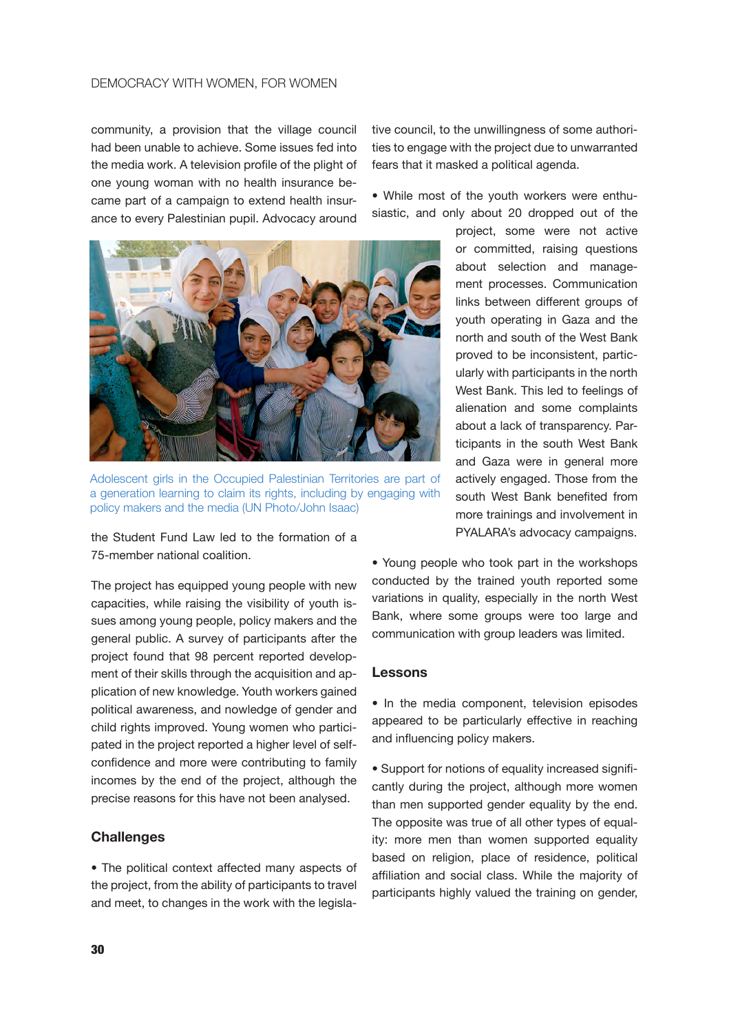community, a provision that the village council had been unable to achieve. Some issues fed into the media work. A television profile of the plight of one young woman with no health insurance became part of a campaign to extend health insurance to every Palestinian pupil. Advocacy around the Student Fund Law led to the formation of a 75-member national coalition.

Adolescent girls in the Occupied Palestinian Territories are part of a generation learning to claim its rights, including by engaging with policy makers and the media (UN Photo/John Isaac)

The project has equipped young people with new capacities, while raising the visibility of youth issues among young people, policy makers and the general public. A survey of participants after the project found that 98 percent reported development of their skills through the acquisition and application of new knowledge. Youth workers gained political awareness, and nowledge of gender and child rights improved. Young women who participated in the project reported a higher level of self-confidence and more were contributing to family incomes by the end of the project, although the precise reasons for this have not been analysed.

## Challenges

- The political context affected many aspects of the project, from the ability of participants to travel and meet, to changes in the work with the legislative council, to the unwillingness of some authorities to engage with the project due to unwarranted fears that it masked a political agenda.

- While most of the youth workers were enthusiastic, and only about 20 dropped out of the project, some were not active or committed, raising questions about selection and management processes. Communication links between different groups of youth operating in Gaza and the north and south of the West Bank proved to be inconsistent, particularly with participants in the north West Bank. This led to feelings of alienation and some complaints about a lack of transparency. Participants in the south West Bank and Gaza were in general more actively engaged. Those from the south West Bank benefited from more trainings and involvement in PYALARA's advocacy campaigns.

- Young people who took part in the workshops conducted by the trained youth reported some variations in quality, especially in the north West Bank, where some groups were too large and communication with group leaders was limited.

## Lessons

- In the media component, television episodes appeared to be particularly effective in reaching and influencing policy makers.

- Support for notions of equality increased significantly during the project, although more women than men supported gender equality by the end. The opposite was true of all other types of equality: more men than women supported equality based on religion, place of residence, political affiliation and social class. While the majority of participants highly valued the training on gender,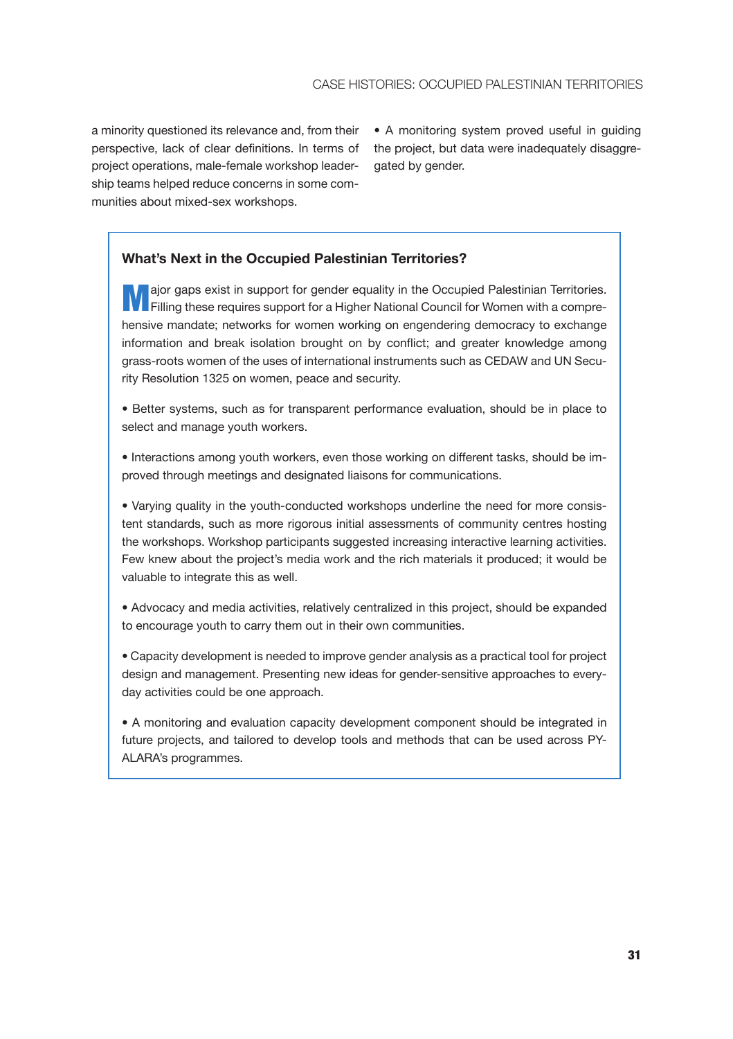a minority questioned its relevance and, from their perspective, lack of clear definitions. In terms of project operations, male-female workshop leadership teams helped reduce concerns in some communities about mixed-sex workshops.

• A monitoring system proved useful in guiding the project, but data were inadequately disaggregated by gender.

### What's Next in the Occupied Palestinian Territories?

Major gaps exist in support for gender equality in the Occupied Palestinian Territories. Filling these requires support for a Higher National Council for Women with a comprehensive mandate; networks for women working on engendering democracy to exchange information and break isolation brought on by conflict; and greater knowledge among grass-roots women of the uses of international instruments such as CEDAW and UN Security Resolution 1325 on women, peace and security.

• Better systems, such as for transparent performance evaluation, should be in place to select and manage youth workers.

• Interactions among youth workers, even those working on different tasks, should be improved through meetings and designated liaisons for communications.

• Varying quality in the youth-conducted workshops underline the need for more consistent standards, such as more rigorous initial assessments of community centres hosting the workshops. Workshop participants suggested increasing interactive learning activities. Few knew about the project's media work and the rich materials it produced; it would be valuable to integrate this as well.

• Advocacy and media activities, relatively centralized in this project, should be expanded to encourage youth to carry them out in their own communities.

• Capacity development is needed to improve gender analysis as a practical tool for project design and management. Presenting new ideas for gender-sensitive approaches to everyday activities could be one approach.

• A monitoring and evaluation capacity development component should be integrated in future projects, and tailored to develop tools and methods that can be used across PYALARA's programmes.